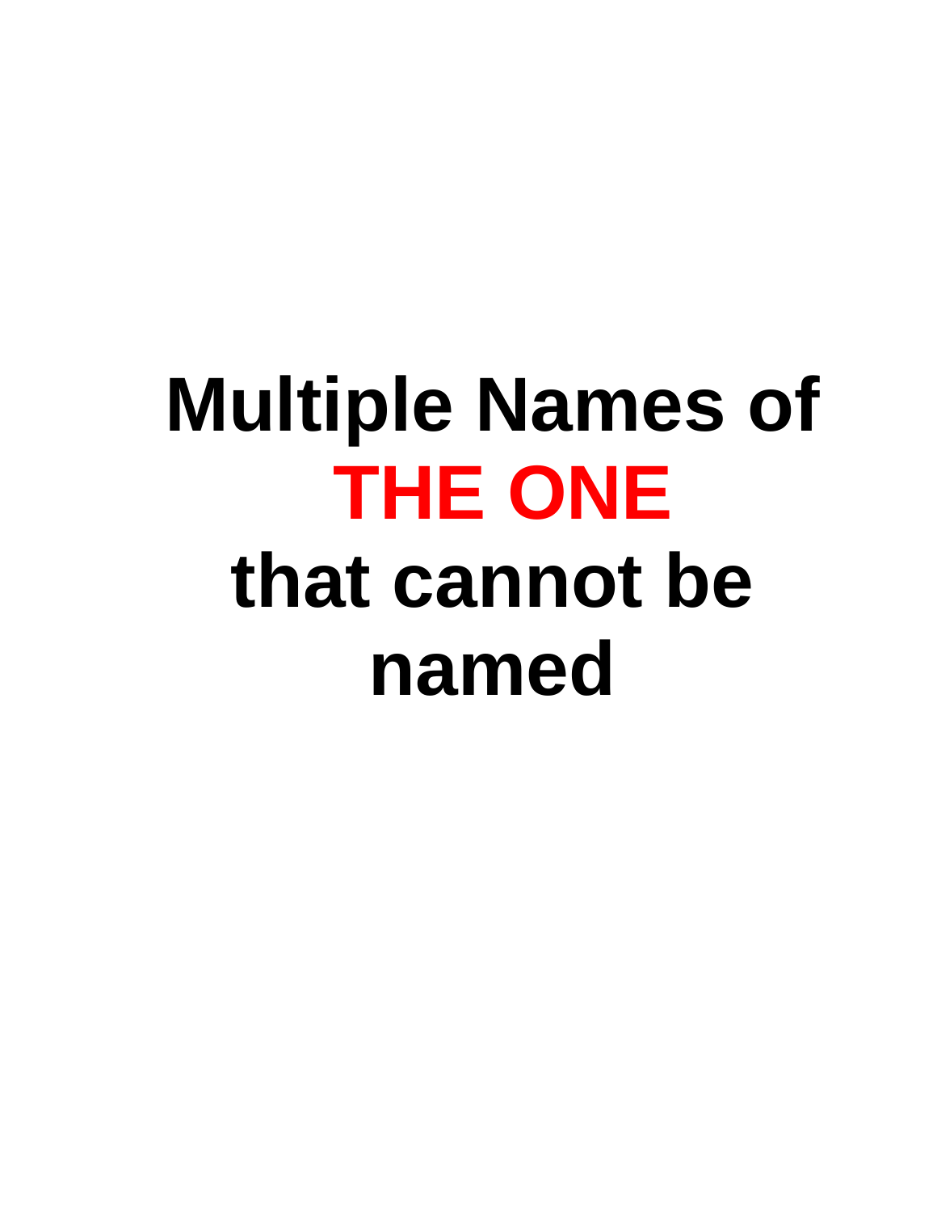# Multiple Names of **THE ONE** that cannot be named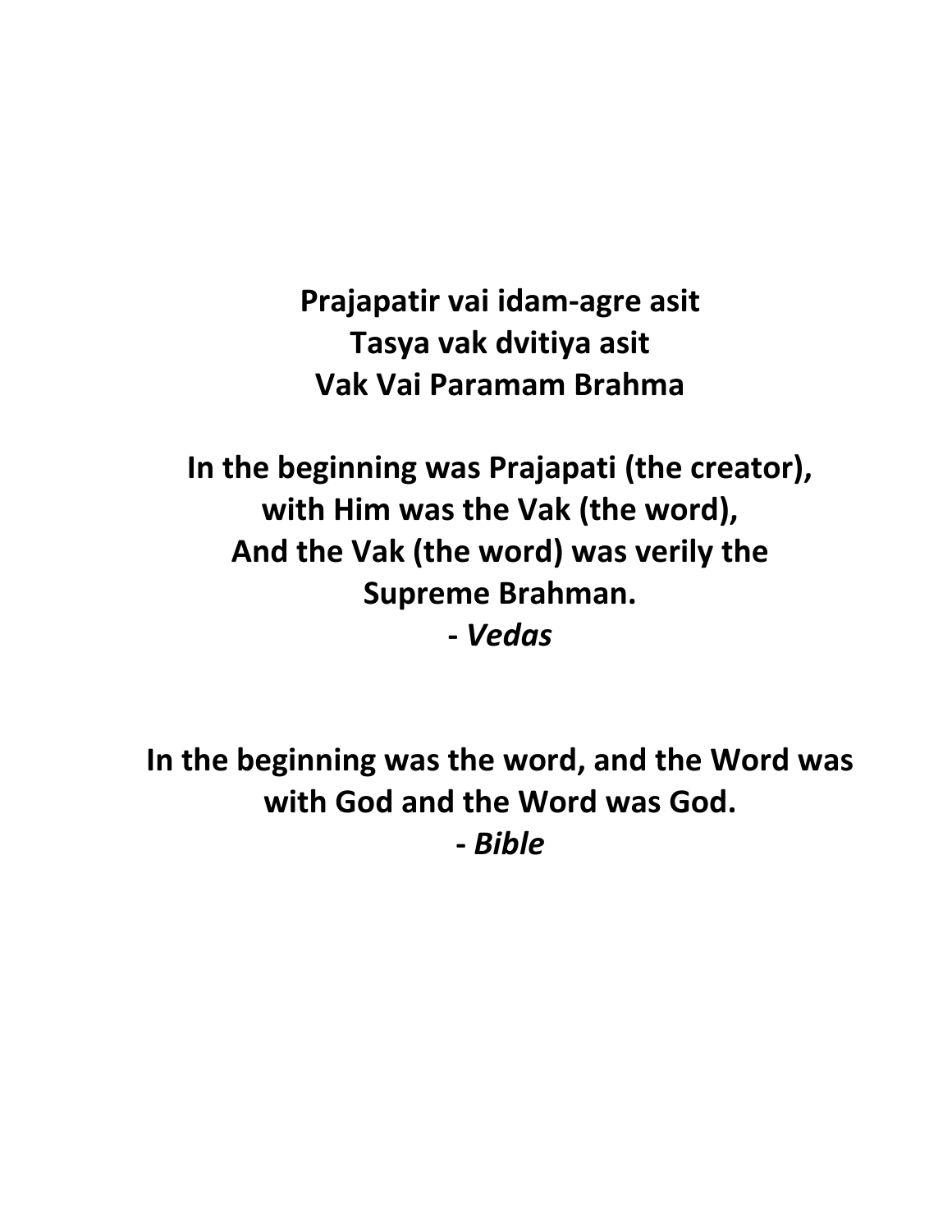**Prajapatir vai idam-agre asit**
**Tasya vak dvitiya asit**
**Vak Vai Paramam Brahma**

**In the beginning was Prajapati (the creator),**
**with Him was the Vak (the word),**
**And the Vak (the word) was verily the**
**Supreme Brahman.**
**- *Vedas***

**In the beginning was the word, and the Word was**
**with God and the Word was God.**
**- *Bible***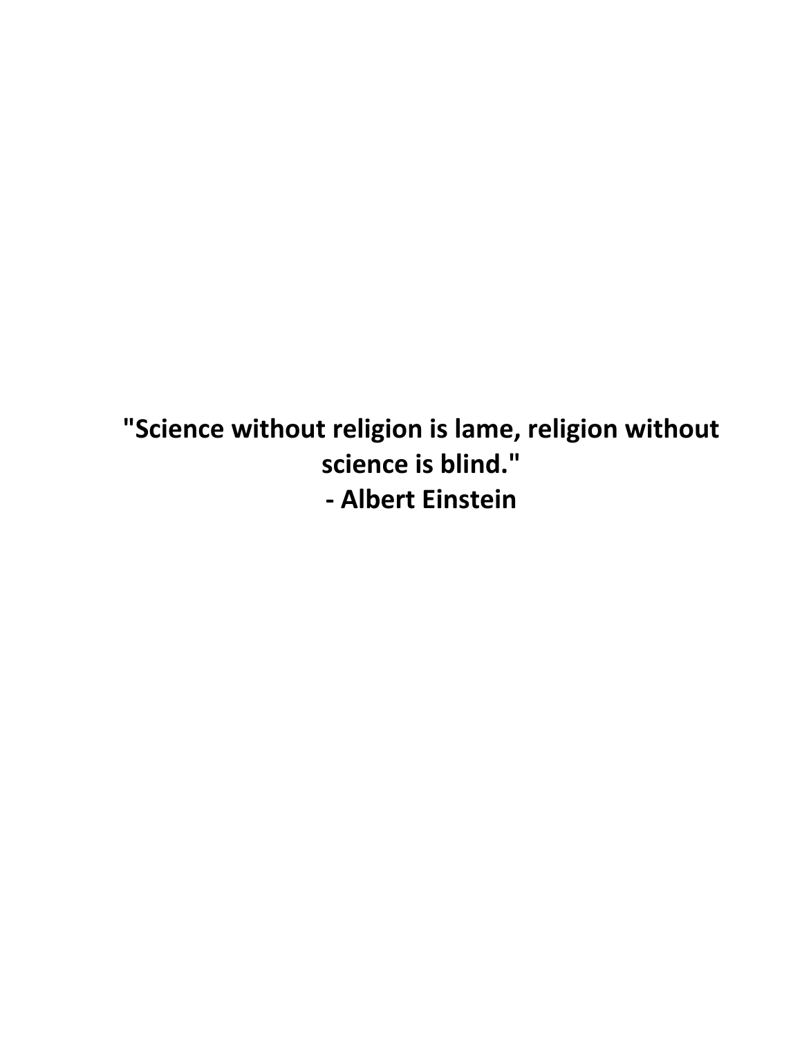**"Science without religion is lame, religion without science is blind."**
**- Albert Einstein**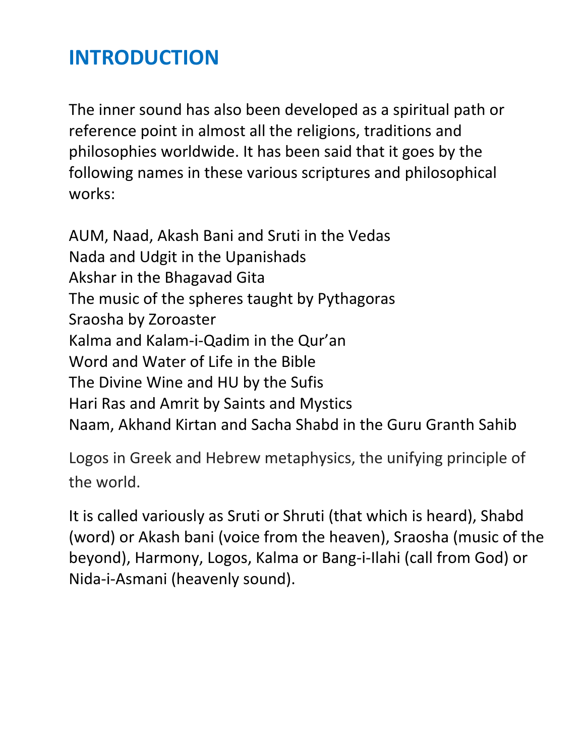# INTRODUCTION

The inner sound has also been developed as a spiritual path or reference point in almost all the religions, traditions and philosophies worldwide. It has been said that it goes by the following names in these various scriptures and philosophical works:

AUM, Naad, Akash Bani and Sruti in the Vedas
Nada and Udgit in the Upanishads
Akshar in the Bhagavad Gita
The music of the spheres taught by Pythagoras
Sraosha by Zoroaster
Kalma and Kalam-i-Qadim in the Qur'an
Word and Water of Life in the Bible
The Divine Wine and HU by the Sufis
Hari Ras and Amrit by Saints and Mystics
Naam, Akhand Kirtan and Sacha Shabd in the Guru Granth Sahib

Logos in Greek and Hebrew metaphysics, the unifying principle of the world.

It is called variously as Sruti or Shruti (that which is heard), Shabd (word) or Akash bani (voice from the heaven), Sraosha (music of the beyond), Harmony, Logos, Kalma or Bang-i-Ilahi (call from God) or Nida-i-Asmani (heavenly sound).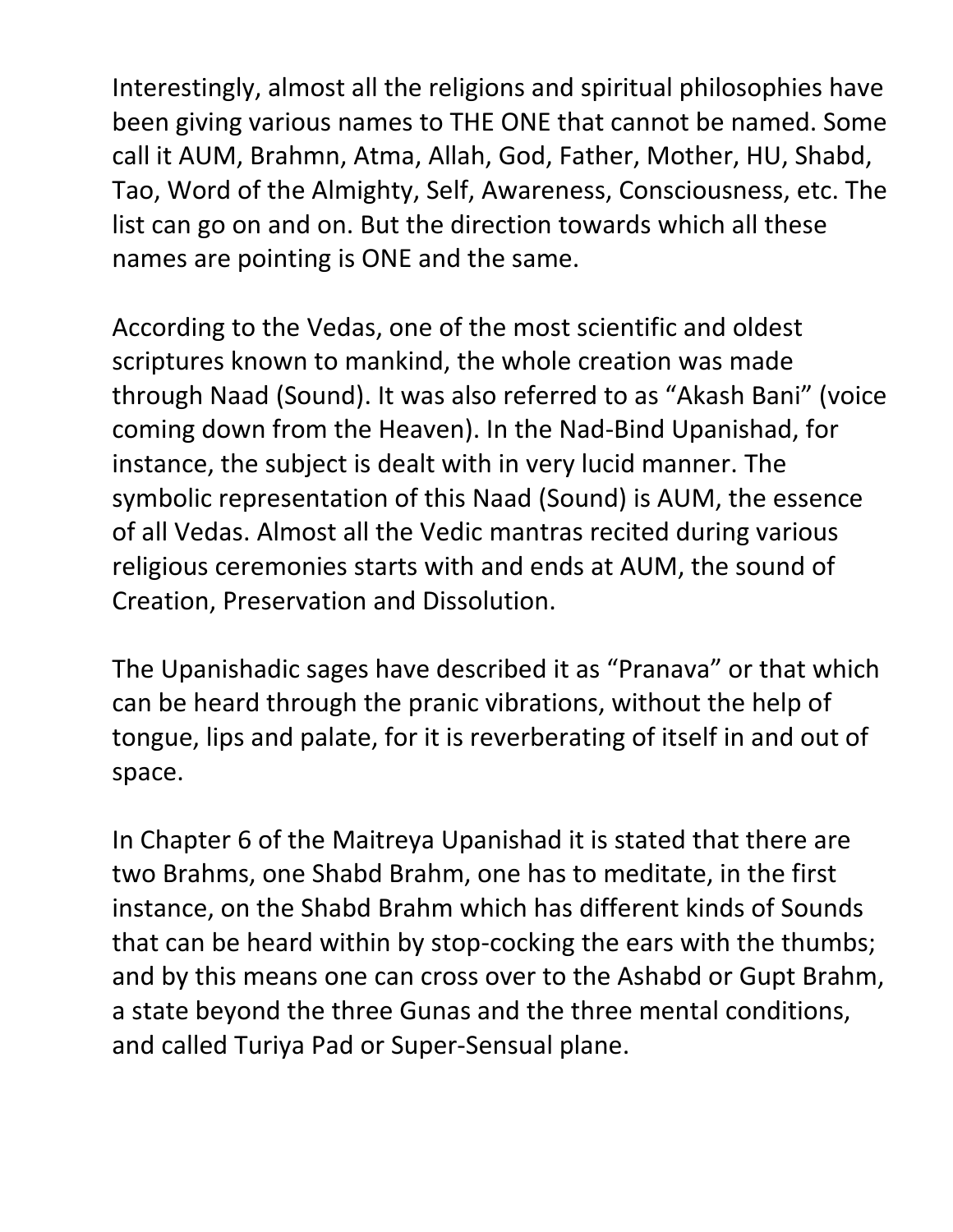Interestingly, almost all the religions and spiritual philosophies have been giving various names to THE ONE that cannot be named. Some call it AUM, Brahmn, Atma, Allah, God, Father, Mother, HU, Shabd, Tao, Word of the Almighty, Self, Awareness, Consciousness, etc. The list can go on and on. But the direction towards which all these names are pointing is ONE and the same.

According to the Vedas, one of the most scientific and oldest scriptures known to mankind, the whole creation was made through Naad (Sound). It was also referred to as "Akash Bani" (voice coming down from the Heaven). In the Nad-Bind Upanishad, for instance, the subject is dealt with in very lucid manner. The symbolic representation of this Naad (Sound) is AUM, the essence of all Vedas. Almost all the Vedic mantras recited during various religious ceremonies starts with and ends at AUM, the sound of Creation, Preservation and Dissolution.

The Upanishadic sages have described it as "Pranava" or that which can be heard through the pranic vibrations, without the help of tongue, lips and palate, for it is reverberating of itself in and out of space.

In Chapter 6 of the Maitreya Upanishad it is stated that there are two Brahms, one Shabd Brahm, one has to meditate, in the first instance, on the Shabd Brahm which has different kinds of Sounds that can be heard within by stop-cocking the ears with the thumbs; and by this means one can cross over to the Ashabd or Gupt Brahm, a state beyond the three Gunas and the three mental conditions, and called Turiya Pad or Super-Sensual plane.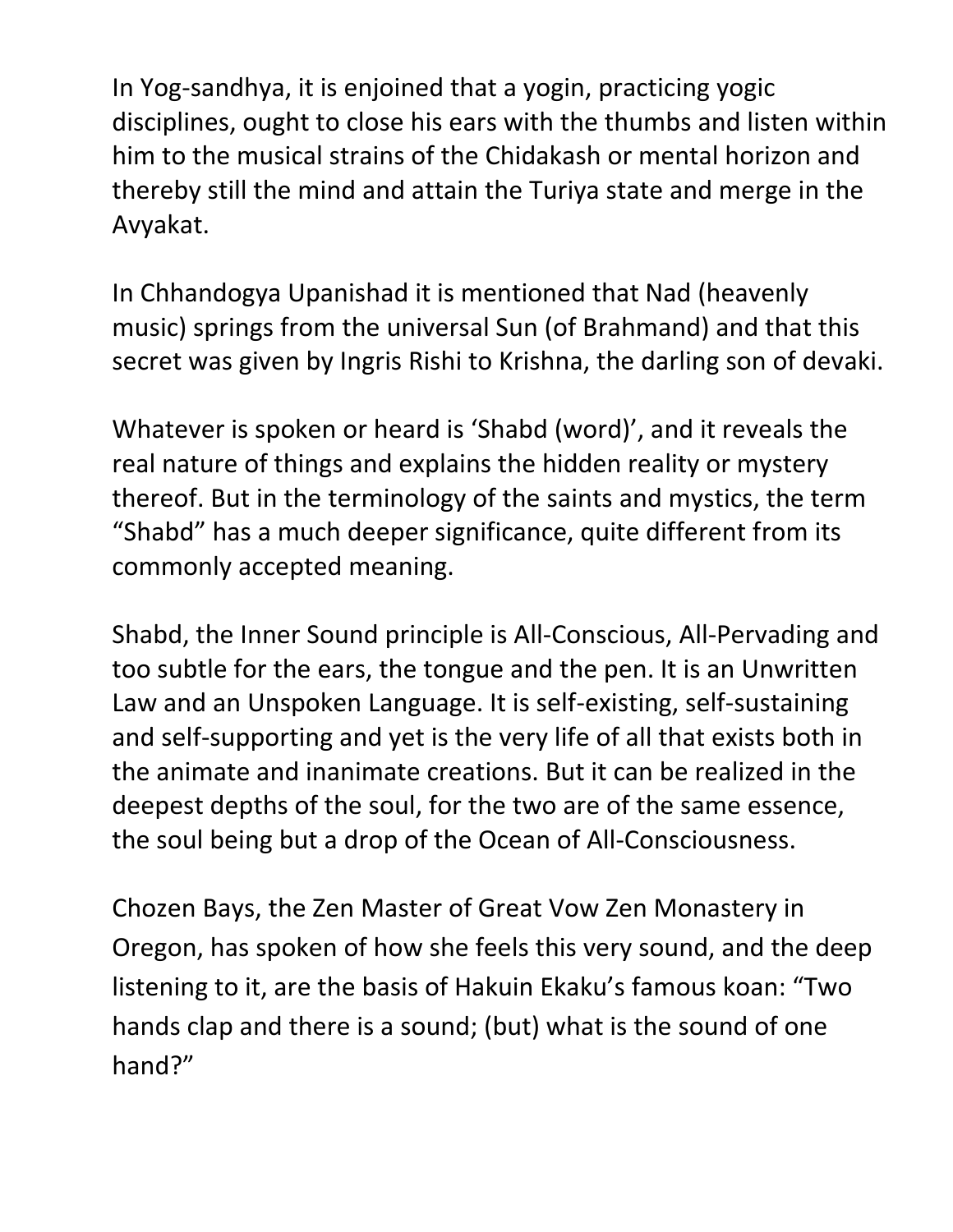In Yog-sandhya, it is enjoined that a yogin, practicing yogic disciplines, ought to close his ears with the thumbs and listen within him to the musical strains of the Chidakash or mental horizon and thereby still the mind and attain the Turiya state and merge in the Avyakat.

In Chhandogya Upanishad it is mentioned that Nad (heavenly music) springs from the universal Sun (of Brahmand) and that this secret was given by Ingris Rishi to Krishna, the darling son of devaki.

Whatever is spoken or heard is 'Shabd (word)', and it reveals the real nature of things and explains the hidden reality or mystery thereof. But in the terminology of the saints and mystics, the term "Shabd" has a much deeper significance, quite different from its commonly accepted meaning.

Shabd, the Inner Sound principle is All-Conscious, All-Pervading and too subtle for the ears, the tongue and the pen. It is an Unwritten Law and an Unspoken Language. It is self-existing, self-sustaining and self-supporting and yet is the very life of all that exists both in the animate and inanimate creations. But it can be realized in the deepest depths of the soul, for the two are of the same essence, the soul being but a drop of the Ocean of All-Consciousness.

Chozen Bays, the Zen Master of Great Vow Zen Monastery in Oregon, has spoken of how she feels this very sound, and the deep listening to it, are the basis of Hakuin Ekaku's famous koan: "Two hands clap and there is a sound; (but) what is the sound of one hand?"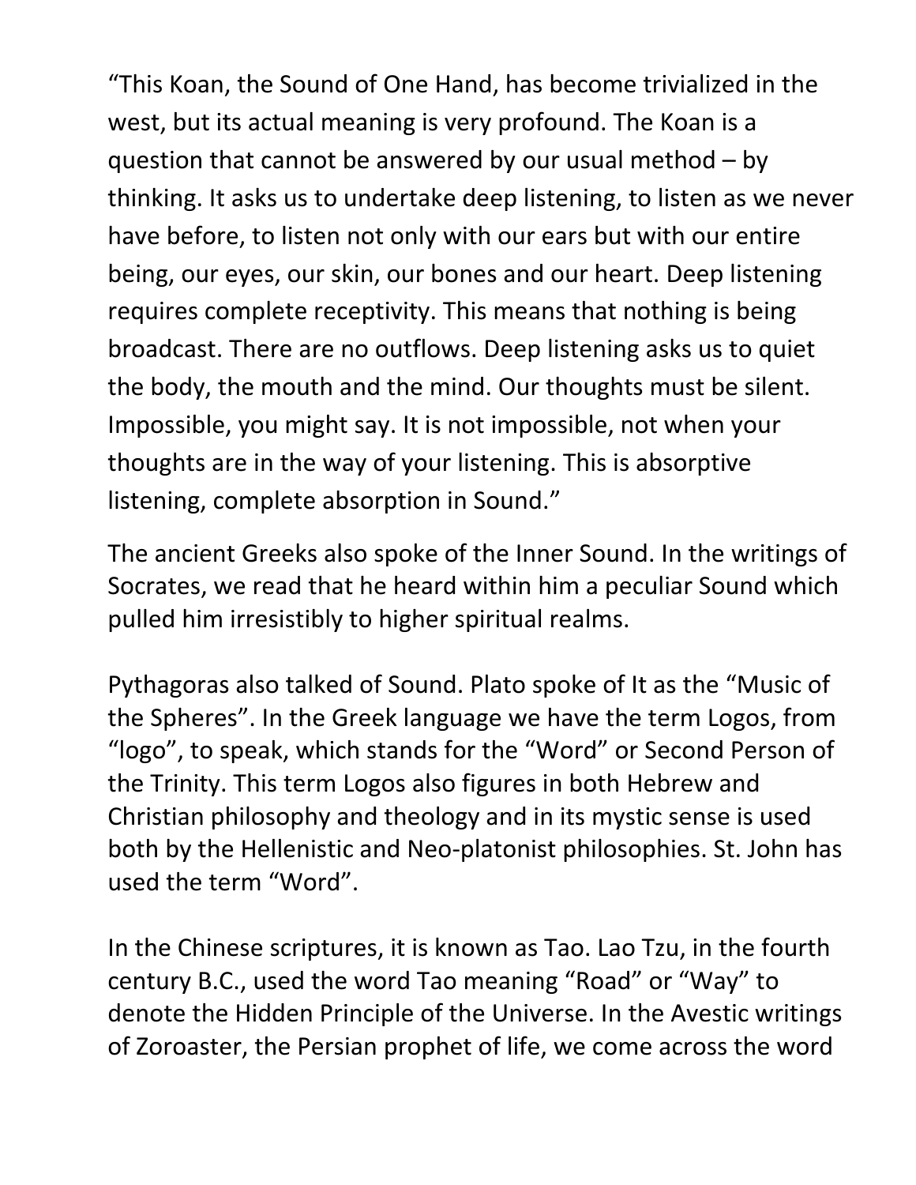"This Koan, the Sound of One Hand, has become trivialized in the west, but its actual meaning is very profound. The Koan is a question that cannot be answered by our usual method – by thinking. It asks us to undertake deep listening, to listen as we never have before, to listen not only with our ears but with our entire being, our eyes, our skin, our bones and our heart. Deep listening requires complete receptivity. This means that nothing is being broadcast. There are no outflows. Deep listening asks us to quiet the body, the mouth and the mind. Our thoughts must be silent. Impossible, you might say. It is not impossible, not when your thoughts are in the way of your listening. This is absorptive listening, complete absorption in Sound."

The ancient Greeks also spoke of the Inner Sound. In the writings of Socrates, we read that he heard within him a peculiar Sound which pulled him irresistibly to higher spiritual realms.

Pythagoras also talked of Sound. Plato spoke of It as the "Music of the Spheres". In the Greek language we have the term Logos, from "logo", to speak, which stands for the "Word" or Second Person of the Trinity. This term Logos also figures in both Hebrew and Christian philosophy and theology and in its mystic sense is used both by the Hellenistic and Neo-platonist philosophies. St. John has used the term "Word".

In the Chinese scriptures, it is known as Tao. Lao Tzu, in the fourth century B.C., used the word Tao meaning "Road" or "Way" to denote the Hidden Principle of the Universe. In the Avestic writings of Zoroaster, the Persian prophet of life, we come across the word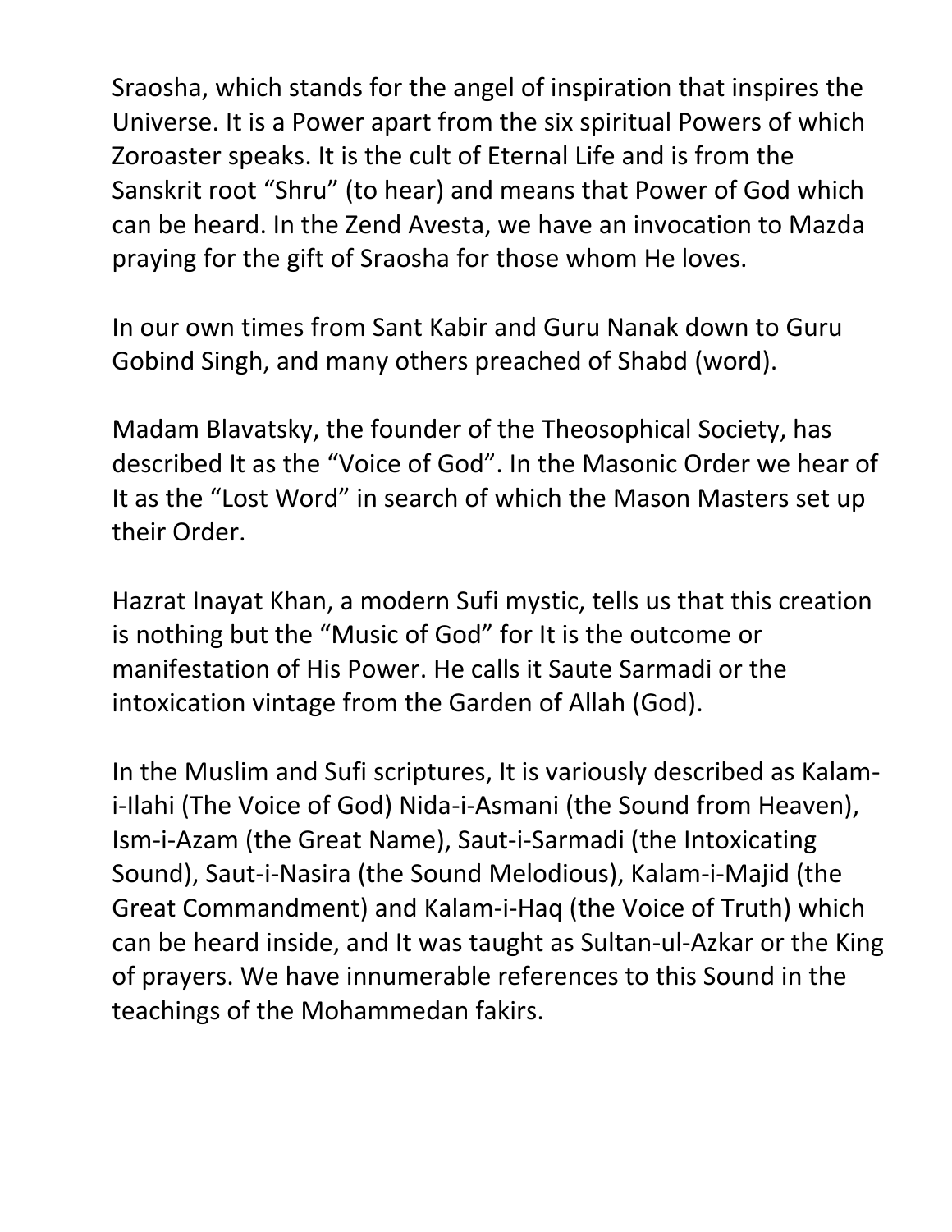Sraosha, which stands for the angel of inspiration that inspires the Universe. It is a Power apart from the six spiritual Powers of which Zoroaster speaks. It is the cult of Eternal Life and is from the Sanskrit root “Shru” (to hear) and means that Power of God which can be heard. In the Zend Avesta, we have an invocation to Mazda praying for the gift of Sraosha for those whom He loves.

In our own times from Sant Kabir and Guru Nanak down to Guru Gobind Singh, and many others preached of Shabd (word).

Madam Blavatsky, the founder of the Theosophical Society, has described It as the “Voice of God”. In the Masonic Order we hear of It as the “Lost Word” in search of which the Mason Masters set up their Order.

Hazrat Inayat Khan, a modern Sufi mystic, tells us that this creation is nothing but the “Music of God” for It is the outcome or manifestation of His Power. He calls it Saute Sarmadi or the intoxication vintage from the Garden of Allah (God).

In the Muslim and Sufi scriptures, It is variously described as Kalam-i-Ilahi (The Voice of God) Nida-i-Asmani (the Sound from Heaven), Ism-i-Azam (the Great Name), Saut-i-Sarmadi (the Intoxicating Sound), Saut-i-Nasira (the Sound Melodious), Kalam-i-Majid (the Great Commandment) and Kalam-i-Haq (the Voice of Truth) which can be heard inside, and It was taught as Sultan-ul-Azkar or the King of prayers. We have innumerable references to this Sound in the teachings of the Mohammedan fakirs.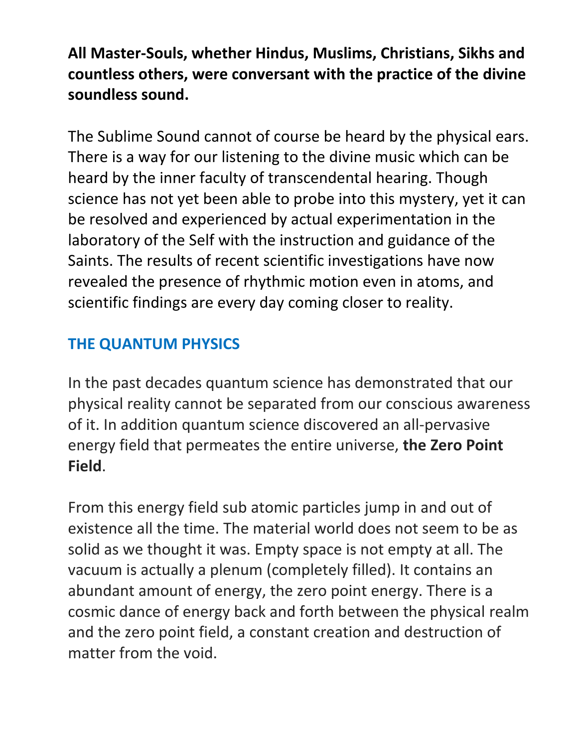**All Master-Souls, whether Hindus, Muslims, Christians, Sikhs and countless others, were conversant with the practice of the divine soundless sound.**

The Sublime Sound cannot of course be heard by the physical ears. There is a way for our listening to the divine music which can be heard by the inner faculty of transcendental hearing. Though science has not yet been able to probe into this mystery, yet it can be resolved and experienced by actual experimentation in the laboratory of the Self with the instruction and guidance of the Saints. The results of recent scientific investigations have now revealed the presence of rhythmic motion even in atoms, and scientific findings are every day coming closer to reality.

## THE QUANTUM PHYSICS

In the past decades quantum science has demonstrated that our physical reality cannot be separated from our conscious awareness of it. In addition quantum science discovered an all-pervasive energy field that permeates the entire universe, **the Zero Point Field**.

From this energy field sub atomic particles jump in and out of existence all the time. The material world does not seem to be as solid as we thought it was. Empty space is not empty at all. The vacuum is actually a plenum (completely filled). It contains an abundant amount of energy, the zero point energy. There is a cosmic dance of energy back and forth between the physical realm and the zero point field, a constant creation and destruction of matter from the void.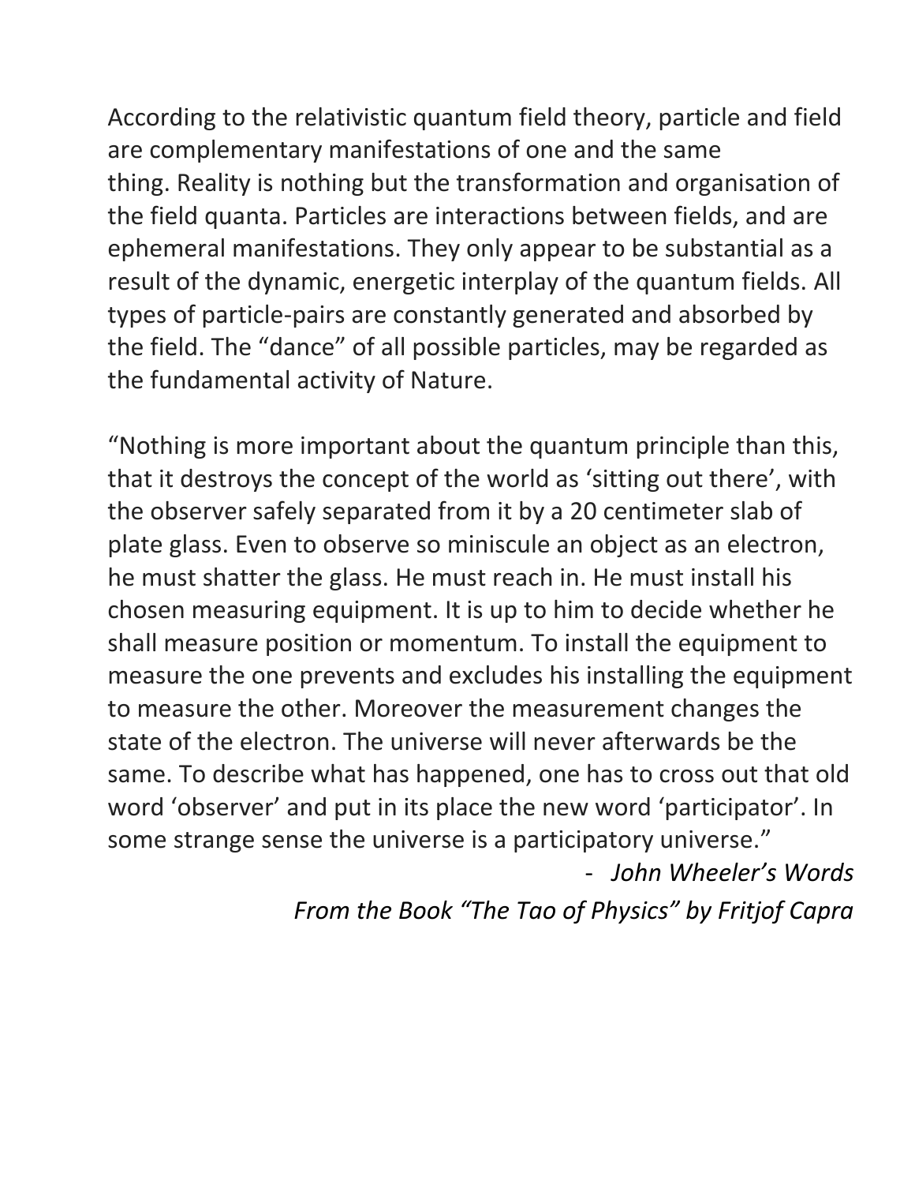According to the relativistic quantum field theory, particle and field are complementary manifestations of one and the same thing. Reality is nothing but the transformation and organisation of the field quanta. Particles are interactions between fields, and are ephemeral manifestations. They only appear to be substantial as a result of the dynamic, energetic interplay of the quantum fields. All types of particle-pairs are constantly generated and absorbed by the field. The "dance" of all possible particles, may be regarded as the fundamental activity of Nature.

"Nothing is more important about the quantum principle than this, that it destroys the concept of the world as 'sitting out there', with the observer safely separated from it by a 20 centimeter slab of plate glass. Even to observe so miniscule an object as an electron, he must shatter the glass. He must reach in. He must install his chosen measuring equipment. It is up to him to decide whether he shall measure position or momentum. To install the equipment to measure the one prevents and excludes his installing the equipment to measure the other. Moreover the measurement changes the state of the electron. The universe will never afterwards be the same. To describe what has happened, one has to cross out that old word 'observer' and put in its place the new word 'participator'. In some strange sense the universe is a participatory universe."

- *John Wheeler's Words*

*From the Book "The Tao of Physics" by Fritjof Capra*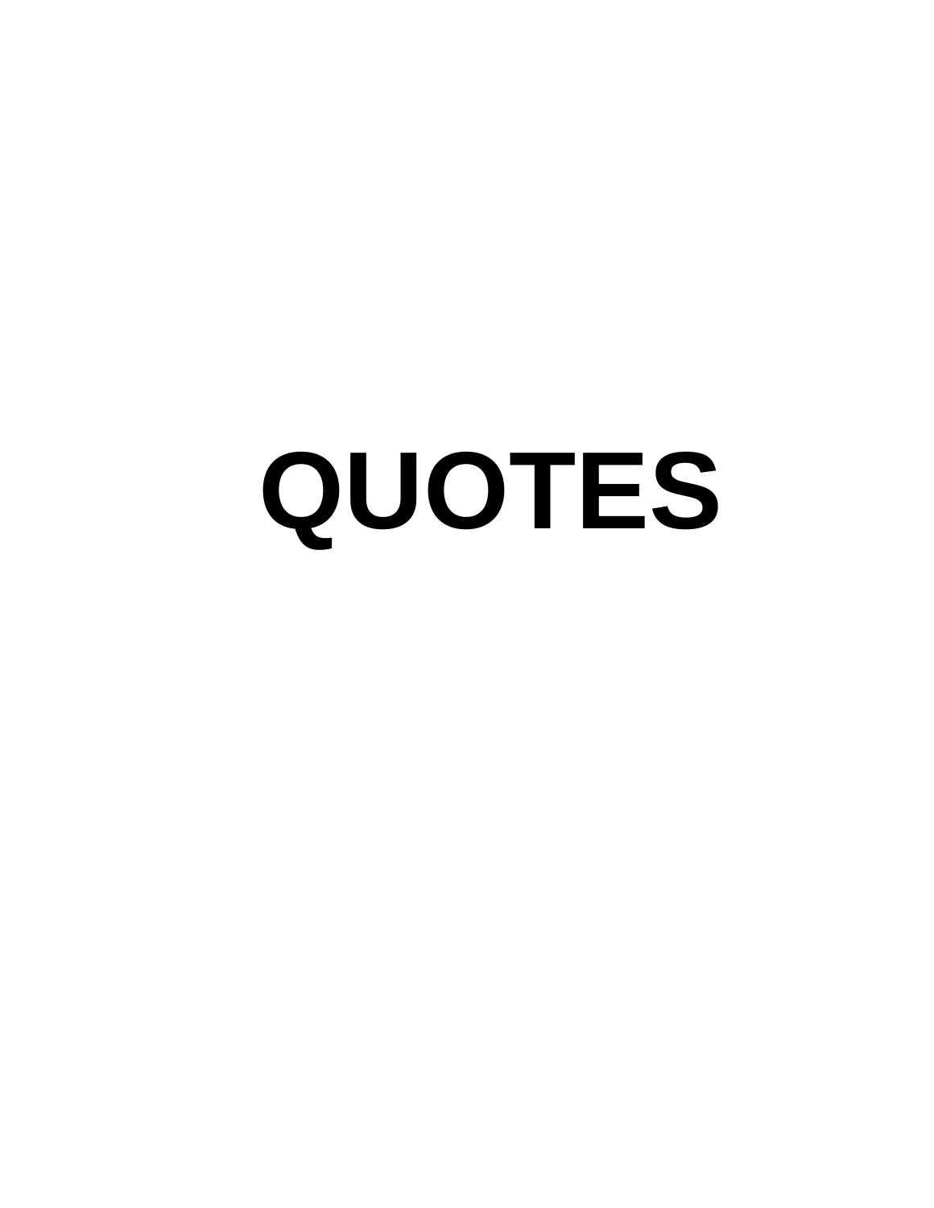# QUOTES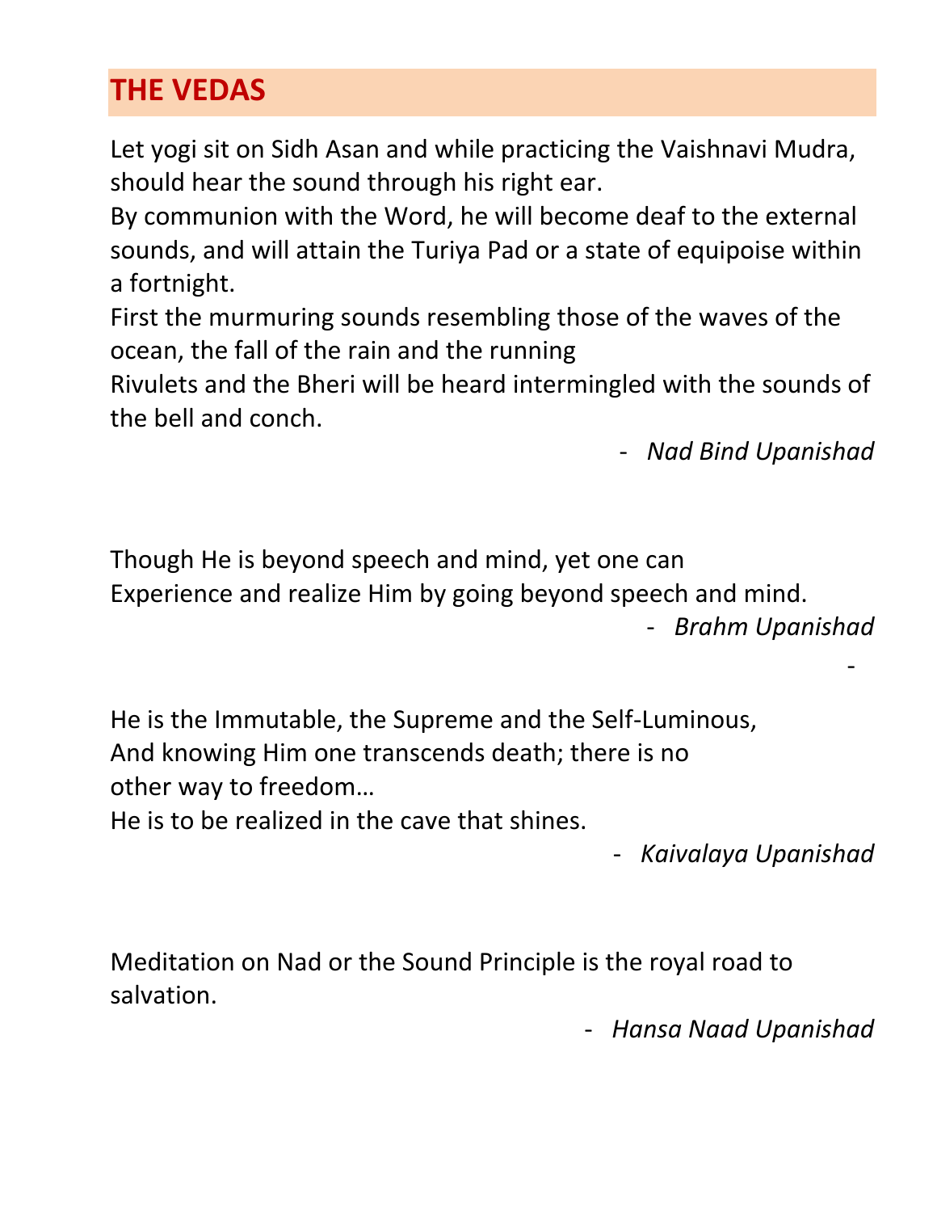## THE VEDAS

Let yogi sit on Sidh Asan and while practicing the Vaishnavi Mudra, should hear the sound through his right ear.
By communion with the Word, he will become deaf to the external sounds, and will attain the Turiya Pad or a state of equipoise within a fortnight.
First the murmuring sounds resembling those of the waves of the ocean, the fall of the rain and the running
Rivulets and the Bheri will be heard intermingled with the sounds of the bell and conch.

- *Nad Bind Upanishad*

Though He is beyond speech and mind, yet one can
Experience and realize Him by going beyond speech and mind.

- *Brahm Upanishad*

He is the Immutable, the Supreme and the Self-Luminous,
And knowing Him one transcends death; there is no other way to freedom…
He is to be realized in the cave that shines.

- *Kaivalaya Upanishad*

Meditation on Nad or the Sound Principle is the royal road to salvation.

- *Hansa Naad Upanishad*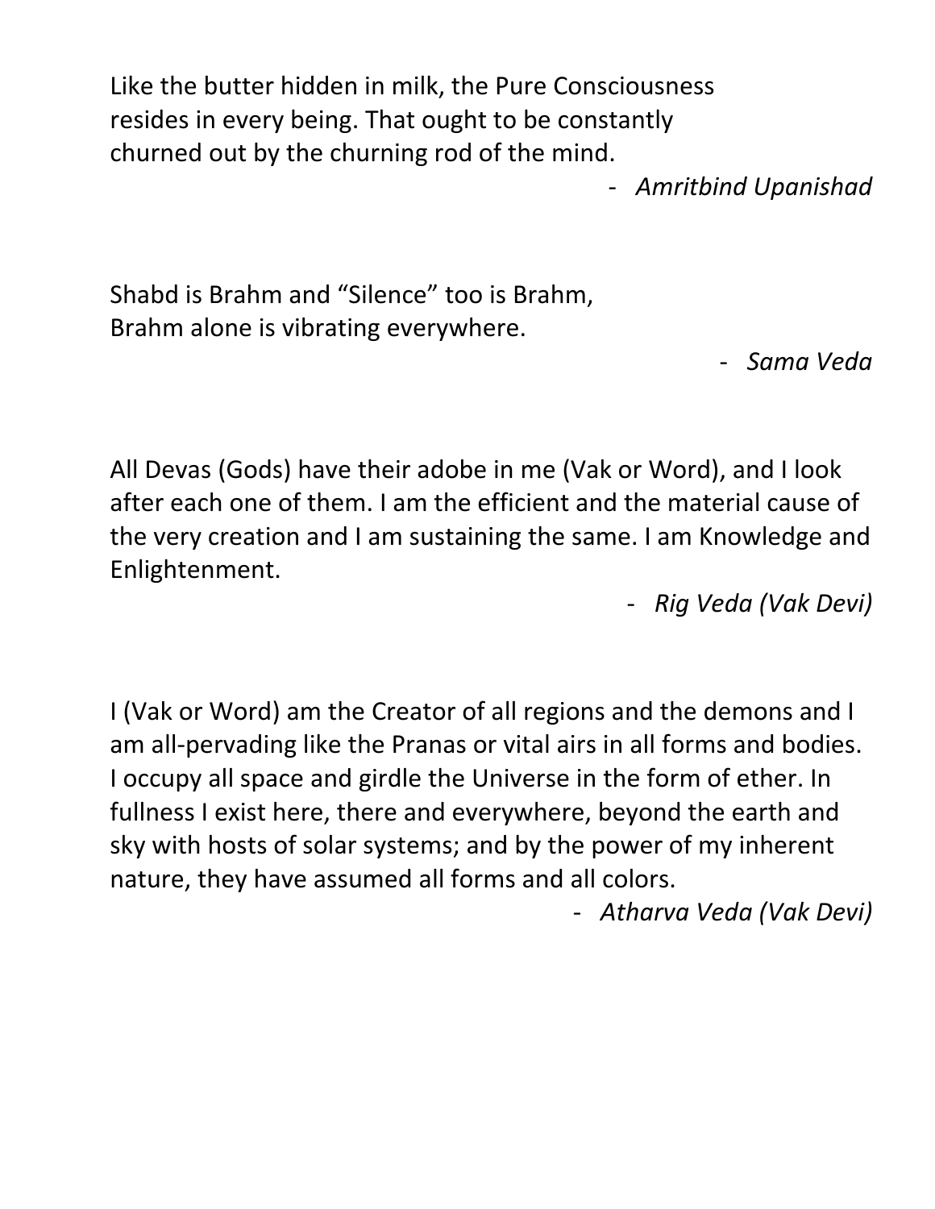Like the butter hidden in milk, the Pure Consciousness resides in every being. That ought to be constantly churned out by the churning rod of the mind.

- *Amritbind Upanishad*

Shabd is Brahm and “Silence” too is Brahm,
Brahm alone is vibrating everywhere.

- *Sama Veda*

All Devas (Gods) have their adobe in me (Vak or Word), and I look after each one of them. I am the efficient and the material cause of the very creation and I am sustaining the same. I am Knowledge and Enlightenment.

- *Rig Veda (Vak Devi)*

I (Vak or Word) am the Creator of all regions and the demons and I am all-pervading like the Pranas or vital airs in all forms and bodies. I occupy all space and girdle the Universe in the form of ether. In fullness I exist here, there and everywhere, beyond the earth and sky with hosts of solar systems; and by the power of my inherent nature, they have assumed all forms and all colors.

- *Atharva Veda (Vak Devi)*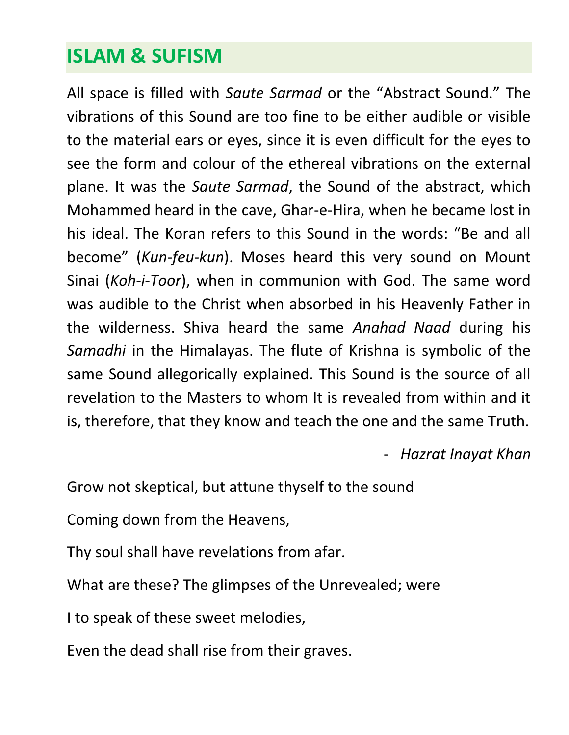# ISLAM & SUFISM

All space is filled with *Saute Sarmad* or the "Abstract Sound." The vibrations of this Sound are too fine to be either audible or visible to the material ears or eyes, since it is even difficult for the eyes to see the form and colour of the ethereal vibrations on the external plane. It was the *Saute Sarmad*, the Sound of the abstract, which Mohammed heard in the cave, Ghar-e-Hira, when he became lost in his ideal. The Koran refers to this Sound in the words: "Be and all become" (*Kun-feu-kun*). Moses heard this very sound on Mount Sinai (*Koh-i-Toor*), when in communion with God. The same word was audible to the Christ when absorbed in his Heavenly Father in the wilderness. Shiva heard the same *Anahad Naad* during his *Samadhi* in the Himalayas. The flute of Krishna is symbolic of the same Sound allegorically explained. This Sound is the source of all revelation to the Masters to whom It is revealed from within and it is, therefore, that they know and teach the one and the same Truth.

- *Hazrat Inayat Khan*

Grow not skeptical, but attune thyself to the sound

Coming down from the Heavens,

Thy soul shall have revelations from afar.

What are these? The glimpses of the Unrevealed; were

I to speak of these sweet melodies,

Even the dead shall rise from their graves.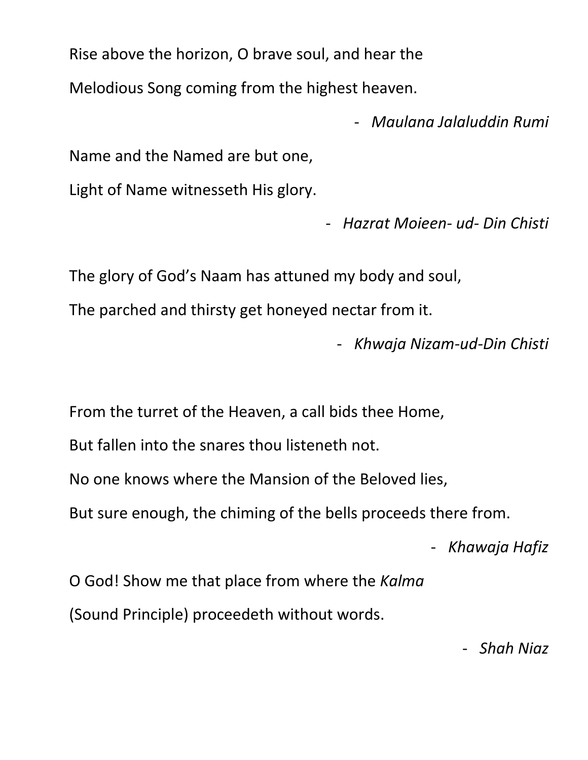Rise above the horizon, O brave soul, and hear the

Melodious Song coming from the highest heaven.

- *Maulana Jalaluddin Rumi*

Name and the Named are but one,

Light of Name witnesseth His glory.

- *Hazrat Moieen- ud- Din Chisti*

The glory of God's Naam has attuned my body and soul,

The parched and thirsty get honeyed nectar from it.

- *Khwaja Nizam-ud-Din Chisti*

From the turret of the Heaven, a call bids thee Home,

But fallen into the snares thou listeneth not.

No one knows where the Mansion of the Beloved lies,

But sure enough, the chiming of the bells proceeds there from.

- *Khawaja Hafiz*

O God! Show me that place from where the *Kalma*

(Sound Principle) proceedeth without words.

- *Shah Niaz*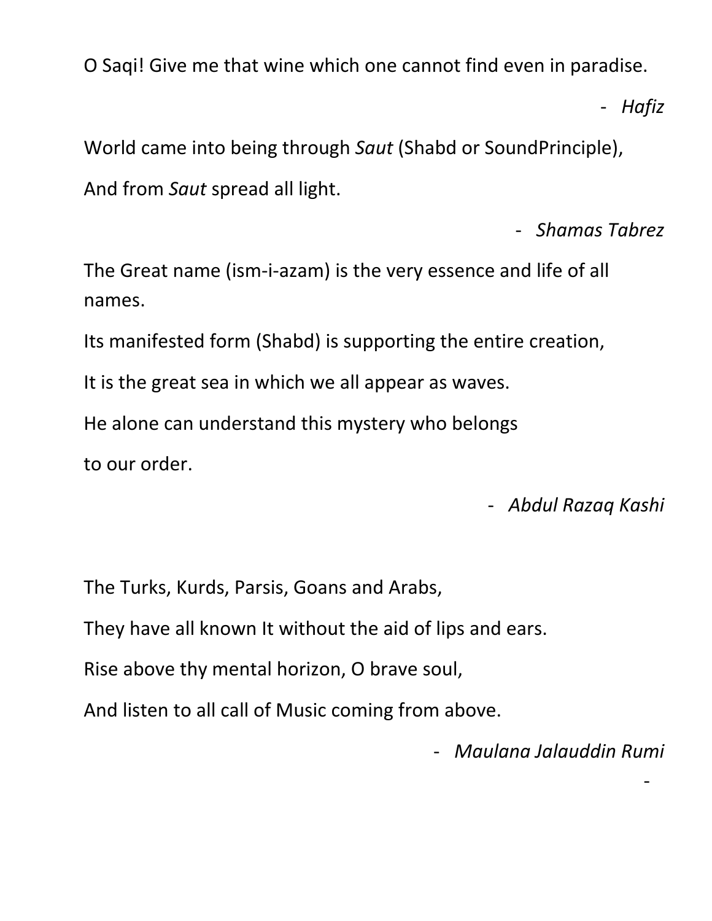O Saqi! Give me that wine which one cannot find even in paradise.

- *Hafiz*

World came into being through *Saut* (Shabd or SoundPrinciple),

And from *Saut* spread all light.

- *Shamas Tabrez*

The Great name (ism-i-azam) is the very essence and life of all names.

Its manifested form (Shabd) is supporting the entire creation,

It is the great sea in which we all appear as waves.

He alone can understand this mystery who belongs

to our order.

- *Abdul Razaq Kashi*

The Turks, Kurds, Parsis, Goans and Arabs,

They have all known It without the aid of lips and ears.

Rise above thy mental horizon, O brave soul,

And listen to all call of Music coming from above.

- *Maulana Jalauddin Rumi*

-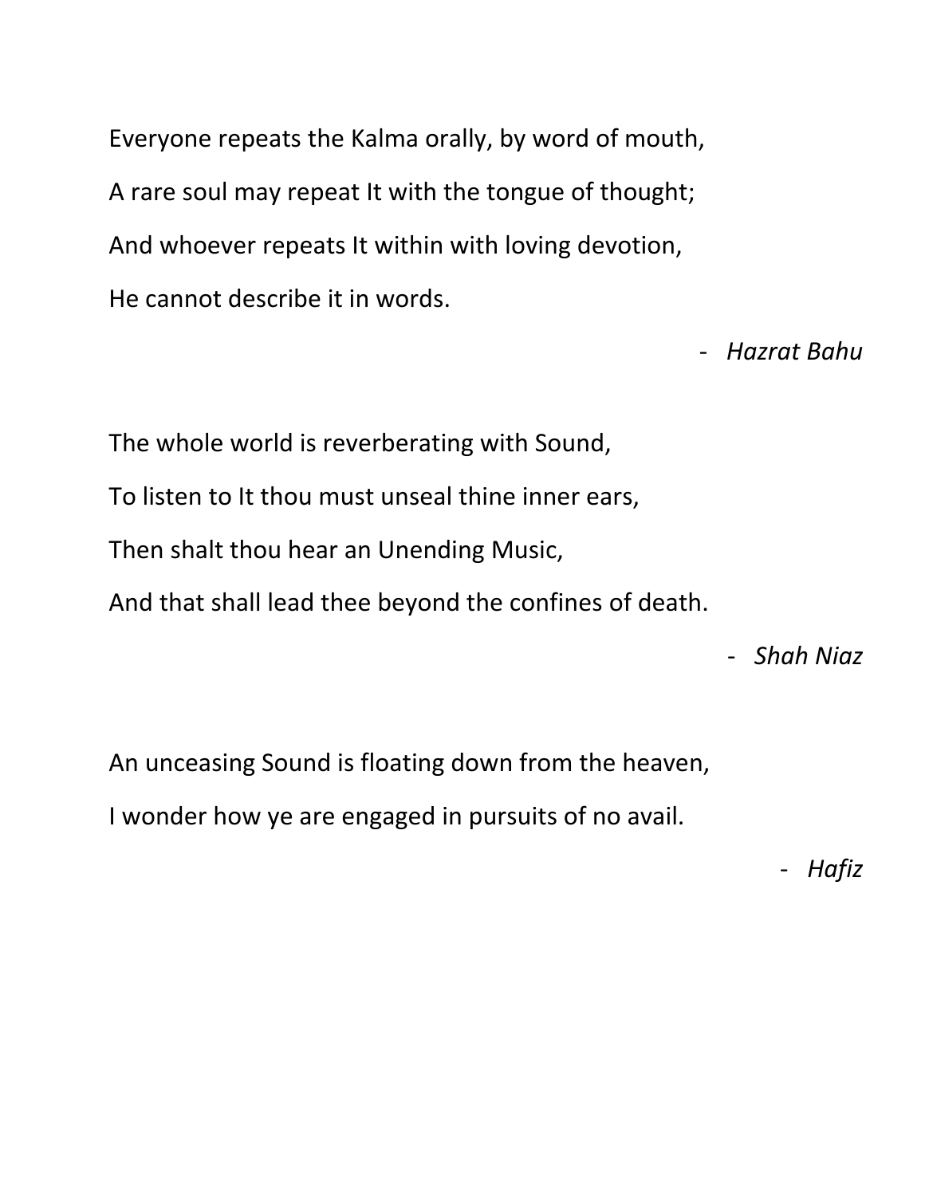Everyone repeats the Kalma orally, by word of mouth,

A rare soul may repeat It with the tongue of thought;

And whoever repeats It within with loving devotion,

He cannot describe it in words.

- *Hazrat Bahu*

The whole world is reverberating with Sound,

To listen to It thou must unseal thine inner ears,

Then shalt thou hear an Unending Music,

And that shall lead thee beyond the confines of death.

- *Shah Niaz*

An unceasing Sound is floating down from the heaven,

I wonder how ye are engaged in pursuits of no avail.

- *Hafiz*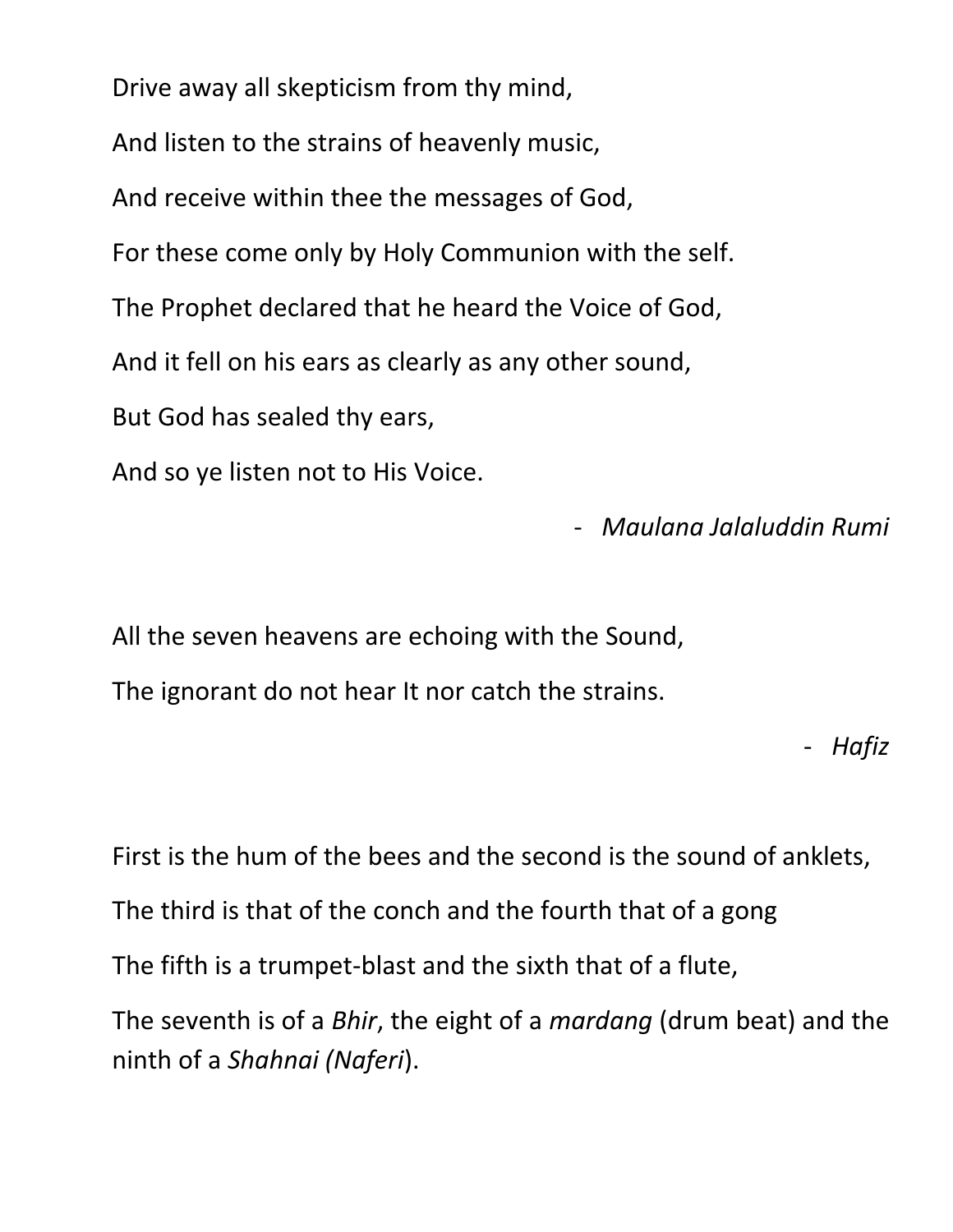Drive away all skepticism from thy mind,

And listen to the strains of heavenly music,

And receive within thee the messages of God,

For these come only by Holy Communion with the self.

The Prophet declared that he heard the Voice of God,

And it fell on his ears as clearly as any other sound,

But God has sealed thy ears,

And so ye listen not to His Voice.

- *Maulana Jalaluddin Rumi*

All the seven heavens are echoing with the Sound,

The ignorant do not hear It nor catch the strains.

- *Hafiz*

First is the hum of the bees and the second is the sound of anklets,

The third is that of the conch and the fourth that of a gong

The fifth is a trumpet-blast and the sixth that of a flute,

The seventh is of a *Bhir*, the eight of a *mardang* (drum beat) and the ninth of a *Shahnai (Naferi*).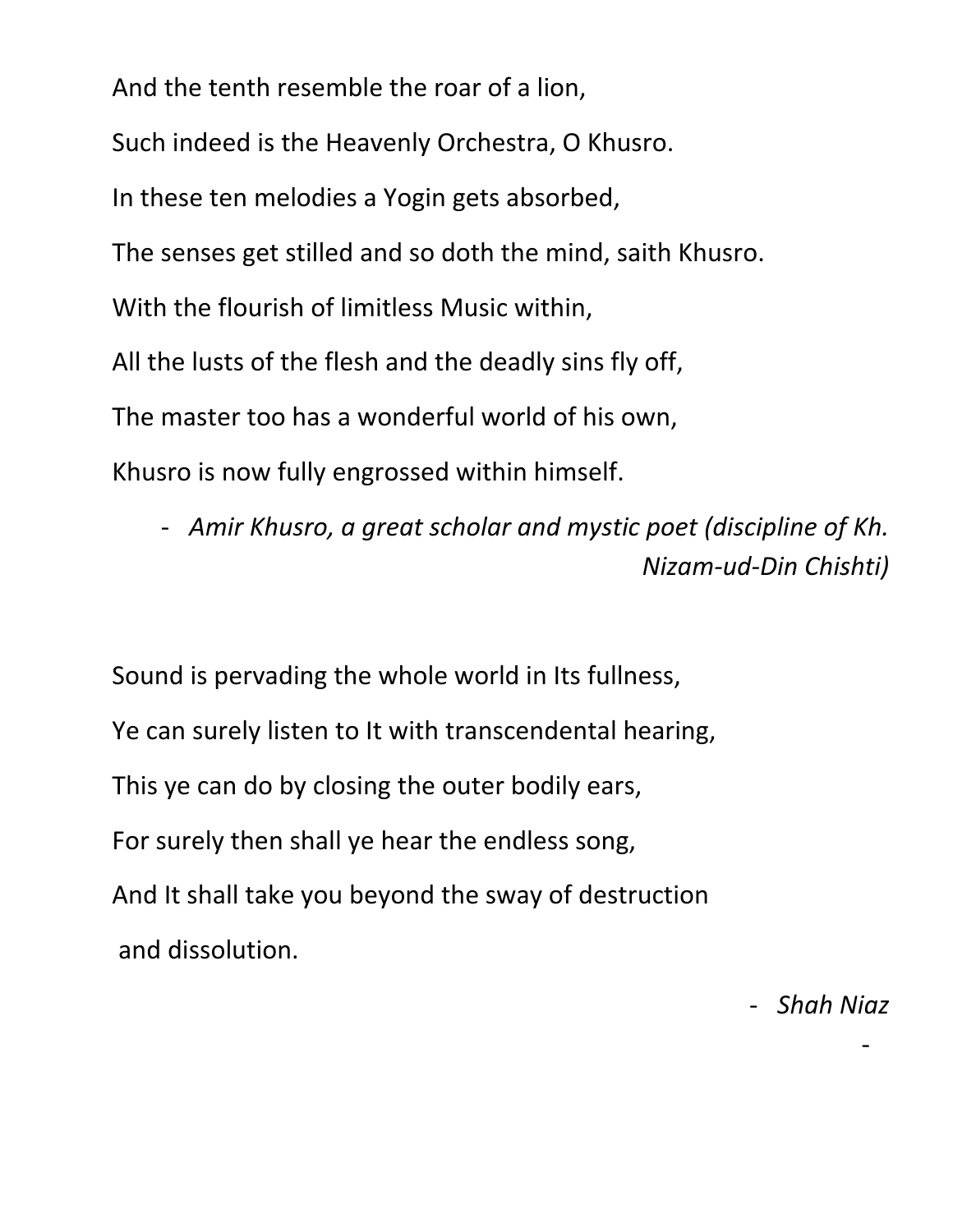And the tenth resemble the roar of a lion,

Such indeed is the Heavenly Orchestra, O Khusro.

In these ten melodies a Yogin gets absorbed,

The senses get stilled and so doth the mind, saith Khusro.

With the flourish of limitless Music within,

All the lusts of the flesh and the deadly sins fly off,

The master too has a wonderful world of his own,

Khusro is now fully engrossed within himself.

- *Amir Khusro, a great scholar and mystic poet (discipline of Kh. Nizam-ud-Din Chishti)*

Sound is pervading the whole world in Its fullness,

Ye can surely listen to It with transcendental hearing,

This ye can do by closing the outer bodily ears,

For surely then shall ye hear the endless song,

And It shall take you beyond the sway of destruction
and dissolution.

- *Shah Niaz*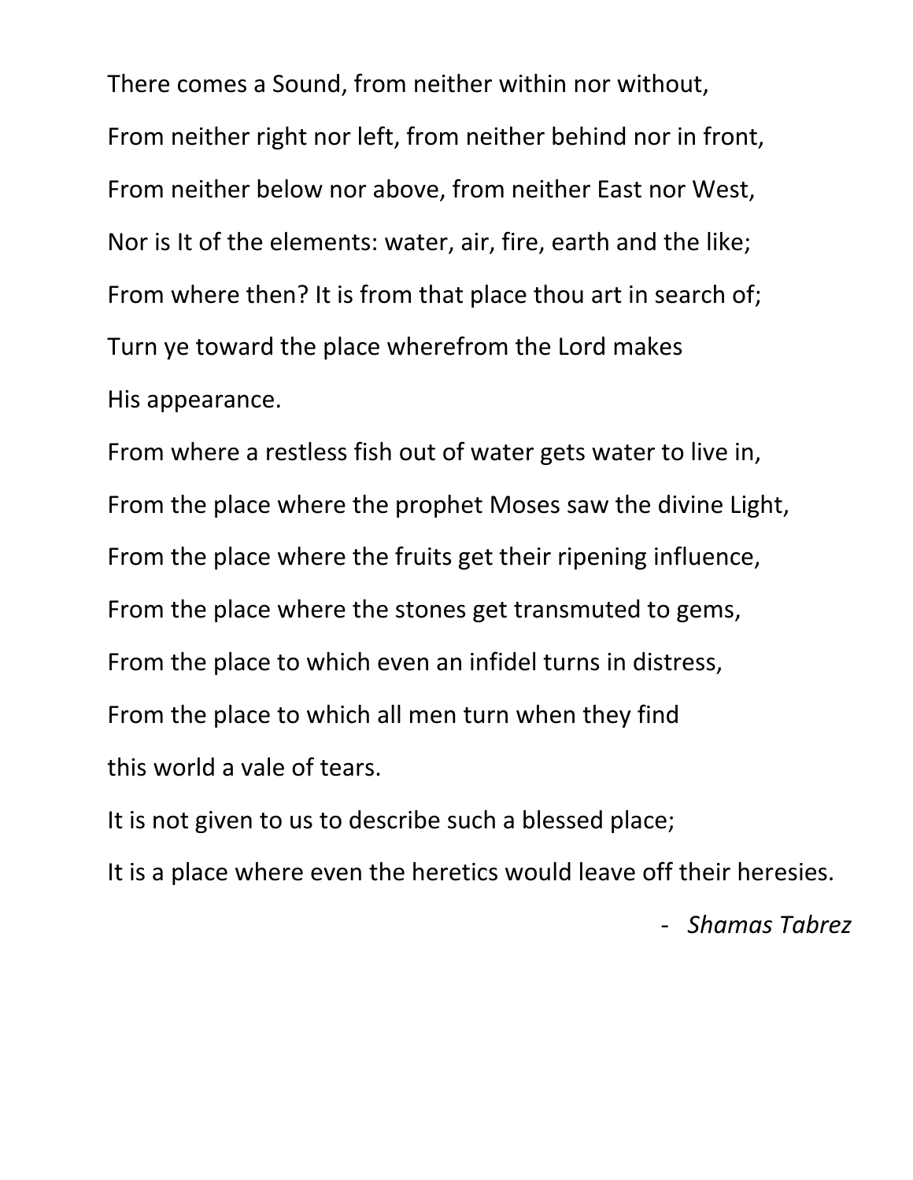There comes a Sound, from neither within nor without,

From neither right nor left, from neither behind nor in front,

From neither below nor above, from neither East nor West,

Nor is It of the elements: water, air, fire, earth and the like;

From where then? It is from that place thou art in search of;

Turn ye toward the place wherefrom the Lord makes
His appearance.

From where a restless fish out of water gets water to live in,

From the place where the prophet Moses saw the divine Light,

From the place where the fruits get their ripening influence,

From the place where the stones get transmuted to gems,

From the place to which even an infidel turns in distress,

From the place to which all men turn when they find
this world a vale of tears.

It is not given to us to describe such a blessed place;

It is a place where even the heretics would leave off their heresies.

- *Shamas Tabrez*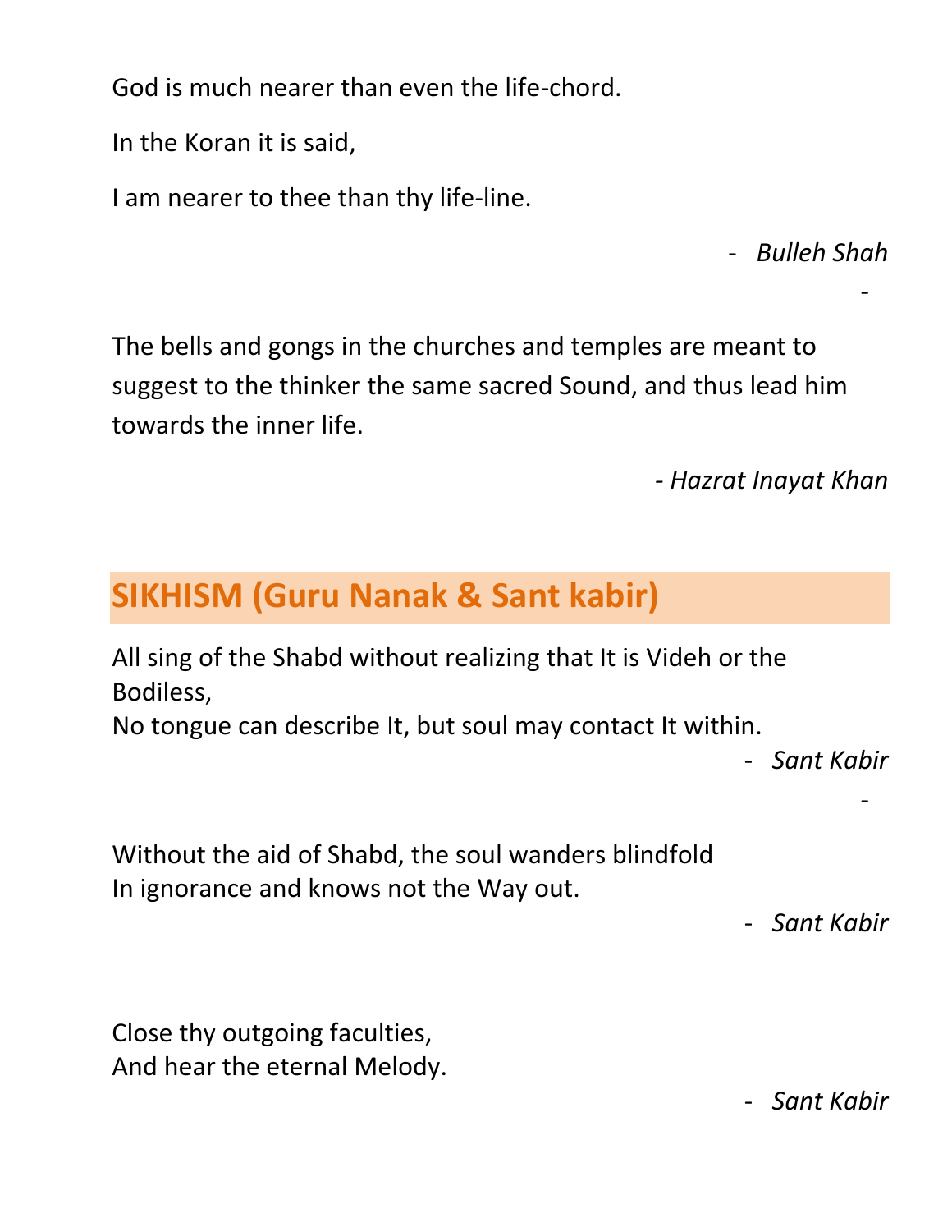God is much nearer than even the life-chord.

In the Koran it is said,

I am nearer to thee than thy life-line.

- *Bulleh Shah*

-

The bells and gongs in the churches and temples are meant to suggest to the thinker the same sacred Sound, and thus lead him towards the inner life.

*- Hazrat Inayat Khan*

## SIKHISM (Guru Nanak & Sant kabir)

All sing of the Shabd without realizing that It is Videh or the Bodiless,
No tongue can describe It, but soul may contact It within.

- *Sant Kabir*

-

Without the aid of Shabd, the soul wanders blindfold
In ignorance and knows not the Way out.

- *Sant Kabir*

Close thy outgoing faculties,
And hear the eternal Melody.

- *Sant Kabir*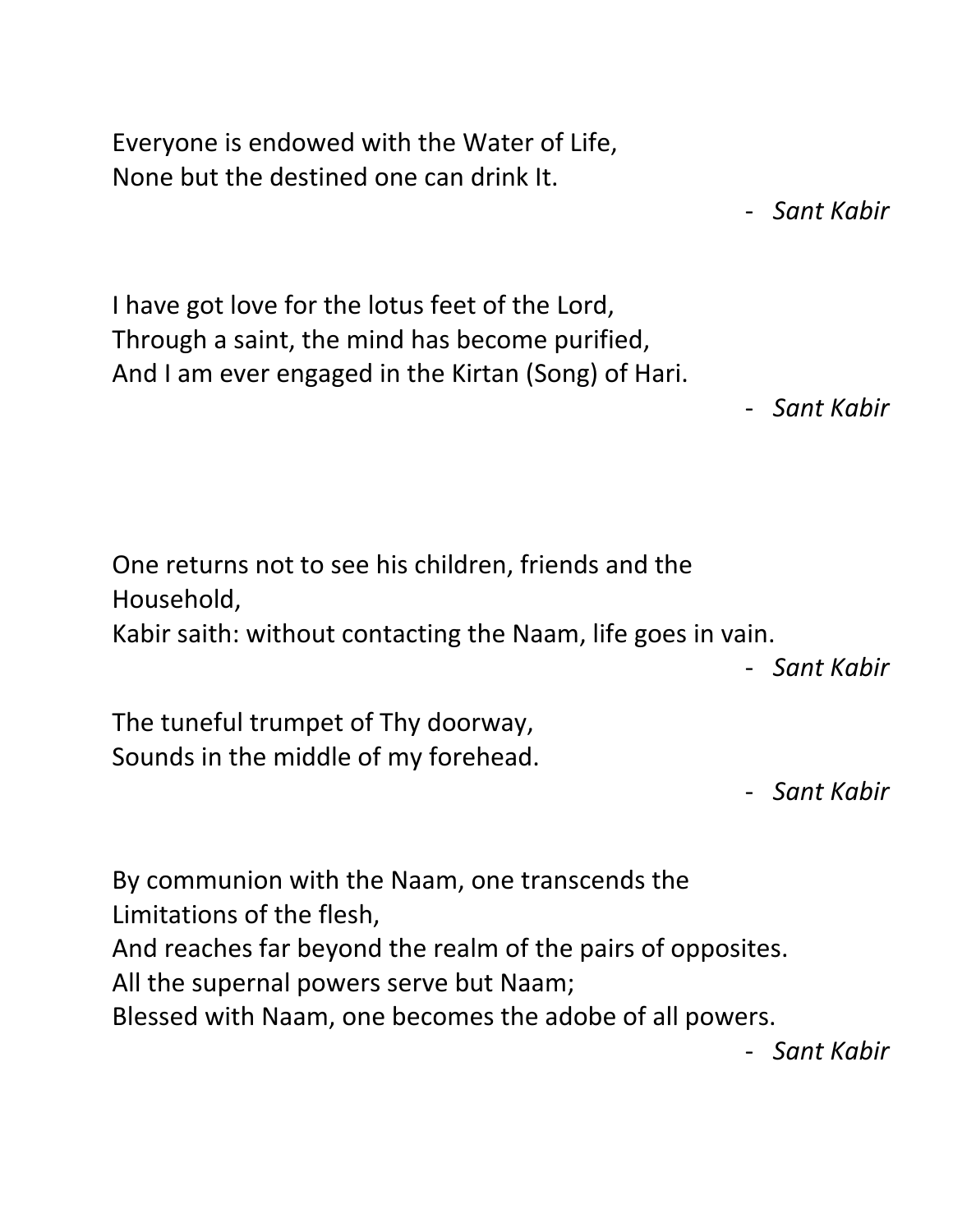Everyone is endowed with the Water of Life,  
None but the destined one can drink It.

- *Sant Kabir*

I have got love for the lotus feet of the Lord,  
Through a saint, the mind has become purified,  
And I am ever engaged in the Kirtan (Song) of Hari.

- *Sant Kabir*

One returns not to see his children, friends and the Household,  
Kabir saith: without contacting the Naam, life goes in vain.

- *Sant Kabir*

The tuneful trumpet of Thy doorway,  
Sounds in the middle of my forehead.

- *Sant Kabir*

By communion with the Naam, one transcends the Limitations of the flesh,  
And reaches far beyond the realm of the pairs of opposites.  
All the supernal powers serve but Naam;  
Blessed with Naam, one becomes the adobe of all powers.

- *Sant Kabir*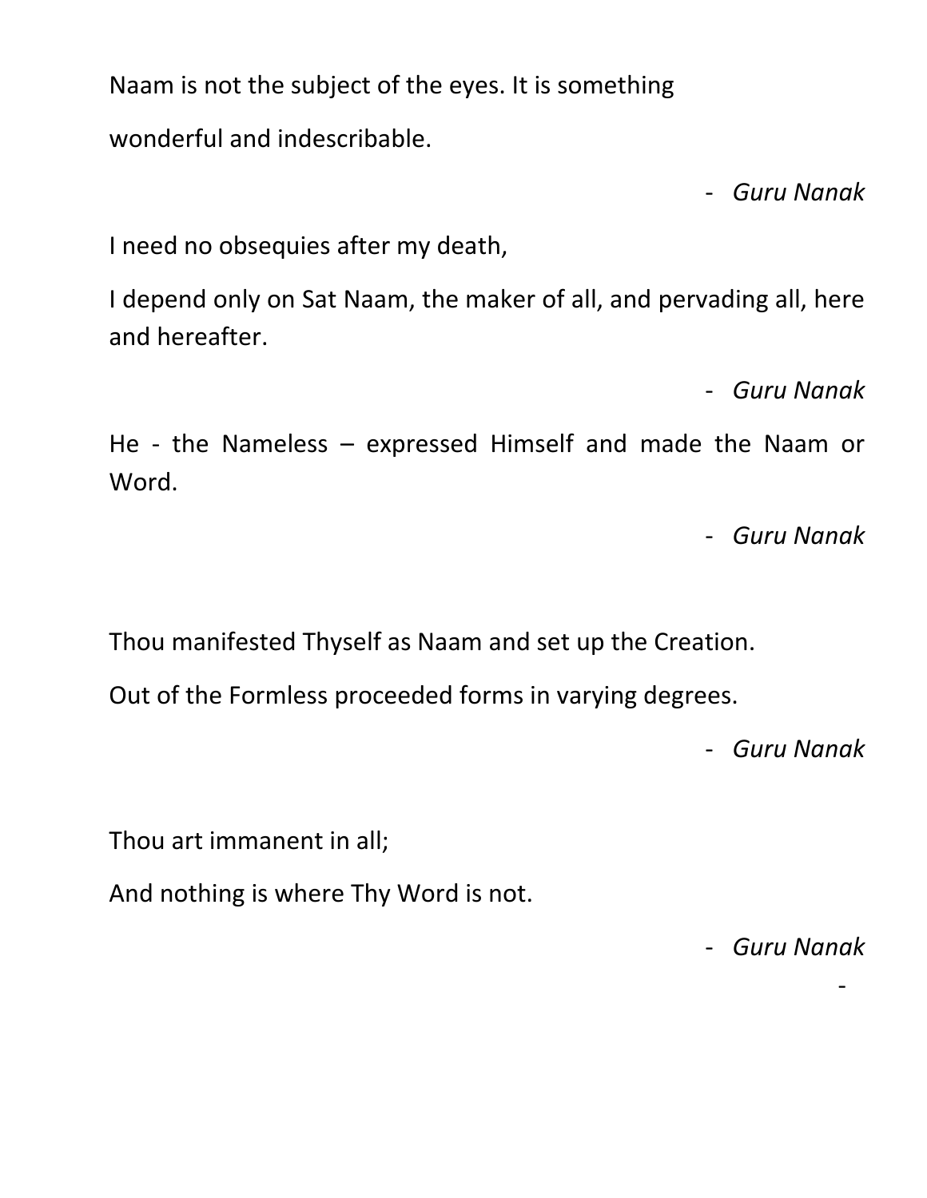Naam is not the subject of the eyes. It is something wonderful and indescribable.

- *Guru Nanak*

I need no obsequies after my death,

I depend only on Sat Naam, the maker of all, and pervading all, here and hereafter.

- *Guru Nanak*

He - the Nameless – expressed Himself and made the Naam or Word.

- *Guru Nanak*

Thou manifested Thyself as Naam and set up the Creation.

Out of the Formless proceeded forms in varying degrees.

- *Guru Nanak*

Thou art immanent in all;

And nothing is where Thy Word is not.

- *Guru Nanak*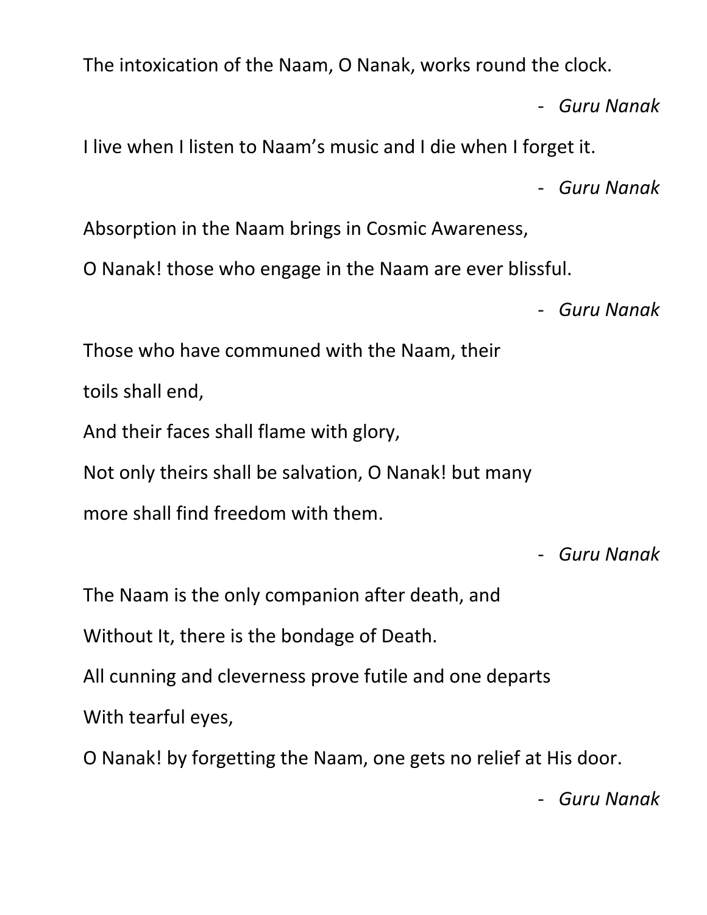The intoxication of the Naam, O Nanak, works round the clock.

- *Guru Nanak*

I live when I listen to Naam's music and I die when I forget it.

- *Guru Nanak*

Absorption in the Naam brings in Cosmic Awareness,

O Nanak! those who engage in the Naam are ever blissful.

- *Guru Nanak*

Those who have communed with the Naam, their

toils shall end,

And their faces shall flame with glory,

Not only theirs shall be salvation, O Nanak! but many

more shall find freedom with them.

- *Guru Nanak*

The Naam is the only companion after death, and

Without It, there is the bondage of Death.

All cunning and cleverness prove futile and one departs

With tearful eyes,

O Nanak! by forgetting the Naam, one gets no relief at His door.

- *Guru Nanak*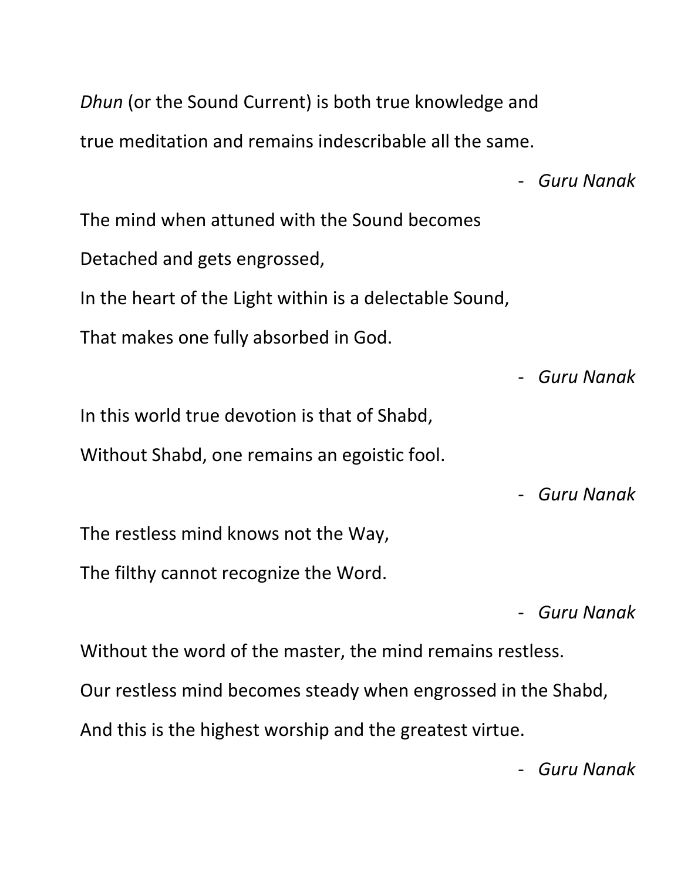*Dhun* (or the Sound Current) is both true knowledge and
true meditation and remains indescribable all the same.

- *Guru Nanak*

The mind when attuned with the Sound becomes
Detached and gets engrossed,
In the heart of the Light within is a delectable Sound,
That makes one fully absorbed in God.

- *Guru Nanak*

In this world true devotion is that of Shabd,
Without Shabd, one remains an egoistic fool.

- *Guru Nanak*

The restless mind knows not the Way,
The filthy cannot recognize the Word.

- *Guru Nanak*

Without the word of the master, the mind remains restless.
Our restless mind becomes steady when engrossed in the Shabd,
And this is the highest worship and the greatest virtue.

- *Guru Nanak*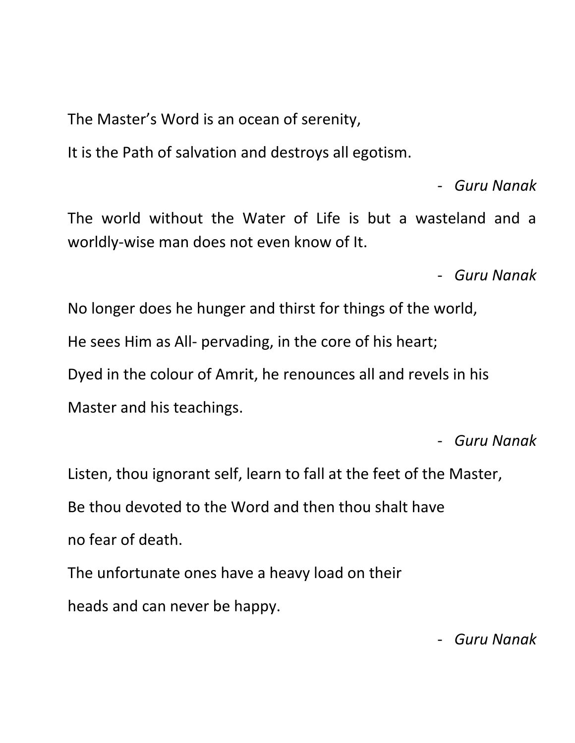The Master's Word is an ocean of serenity,

It is the Path of salvation and destroys all egotism.

- *Guru Nanak*

The world without the Water of Life is but a wasteland and a worldly-wise man does not even know of It.

- *Guru Nanak*

No longer does he hunger and thirst for things of the world,

He sees Him as All- pervading, in the core of his heart;

Dyed in the colour of Amrit, he renounces all and revels in his Master and his teachings.

- *Guru Nanak*

Listen, thou ignorant self, learn to fall at the feet of the Master,

Be thou devoted to the Word and then thou shalt have no fear of death.

The unfortunate ones have a heavy load on their heads and can never be happy.

- *Guru Nanak*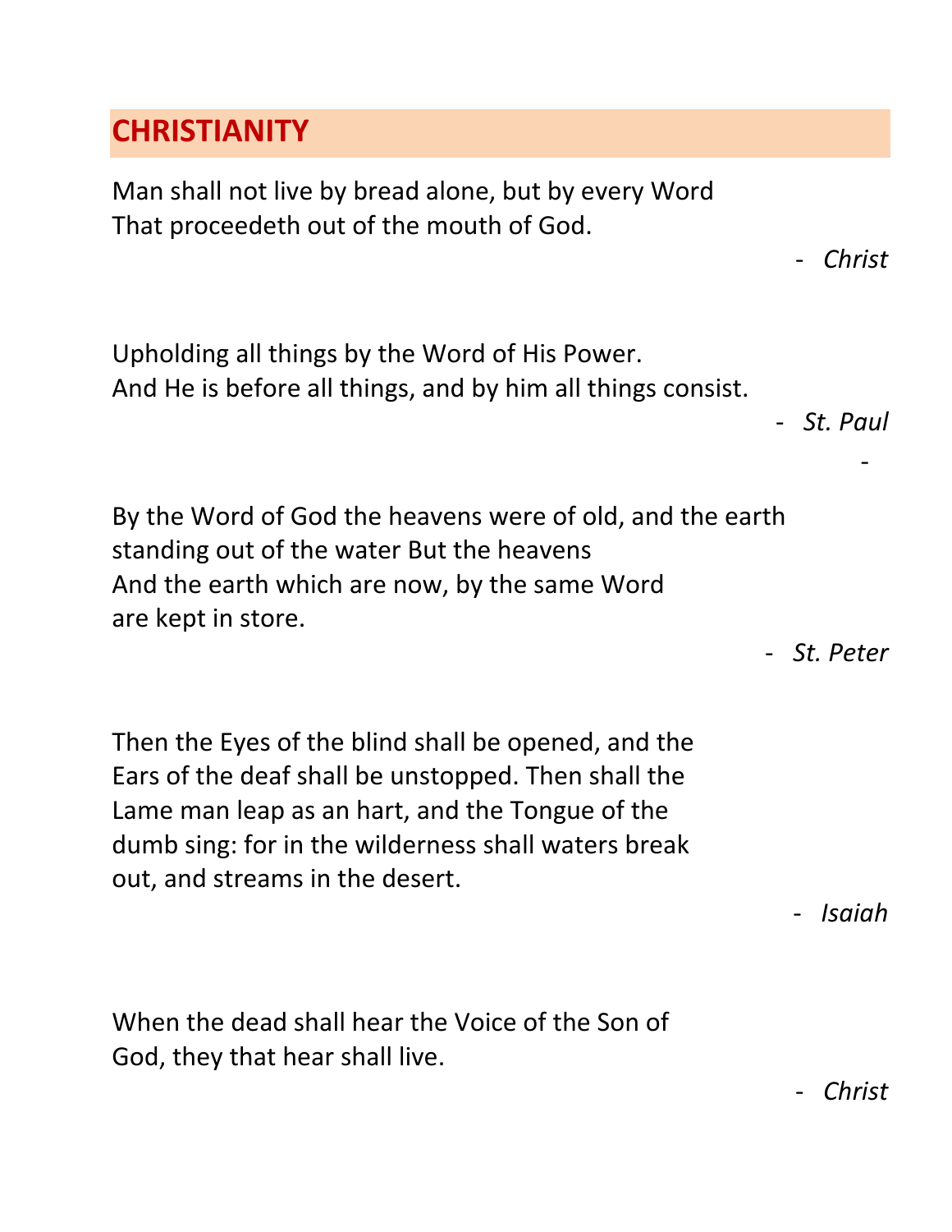## CHRISTIANITY

Man shall not live by bread alone, but by every Word
That proceedeth out of the mouth of God.

- *Christ*

Upholding all things by the Word of His Power.
And He is before all things, and by him all things consist.

- *St. Paul*

By the Word of God the heavens were of old, and the earth standing out of the water But the heavens
And the earth which are now, by the same Word are kept in store.

- *St. Peter*

Then the Eyes of the blind shall be opened, and the Ears of the deaf shall be unstopped. Then shall the Lame man leap as an hart, and the Tongue of the dumb sing: for in the wilderness shall waters break out, and streams in the desert.

- *Isaiah*

When the dead shall hear the Voice of the Son of God, they that hear shall live.

- *Christ*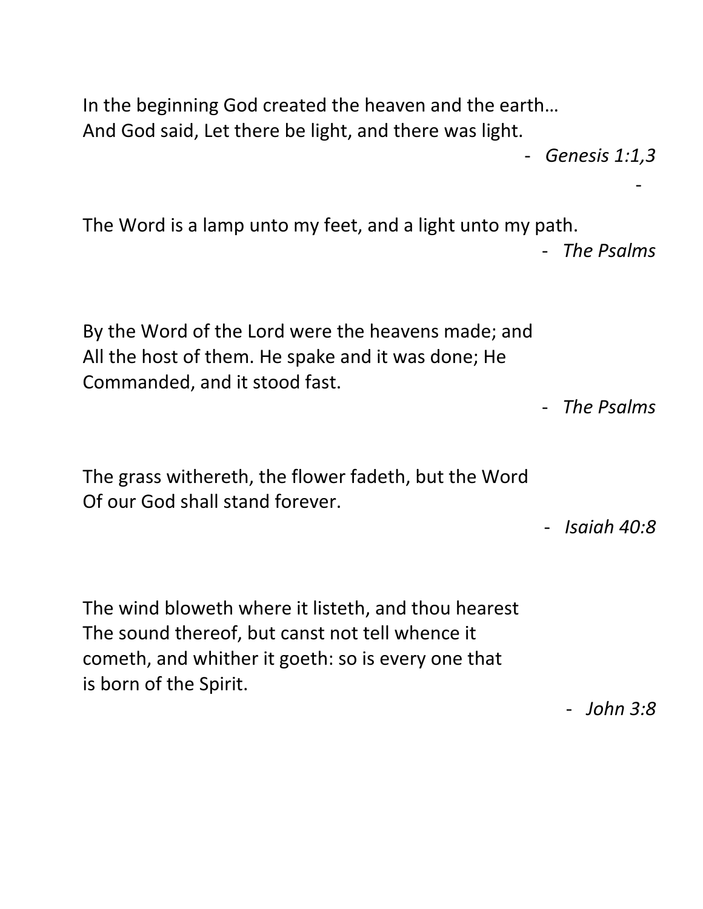In the beginning God created the heaven and the earth…
And God said, Let there be light, and there was light.

- *Genesis 1:1,3*

The Word is a lamp unto my feet, and a light unto my path.

- *The Psalms*

By the Word of the Lord were the heavens made; and
All the host of them. He spake and it was done; He
Commanded, and it stood fast.

- *The Psalms*

The grass withereth, the flower fadeth, but the Word
Of our God shall stand forever.

- *Isaiah 40:8*

The wind bloweth where it listeth, and thou hearest
The sound thereof, but canst not tell whence it
cometh, and whither it goeth: so is every one that
is born of the Spirit.

- *John 3:8*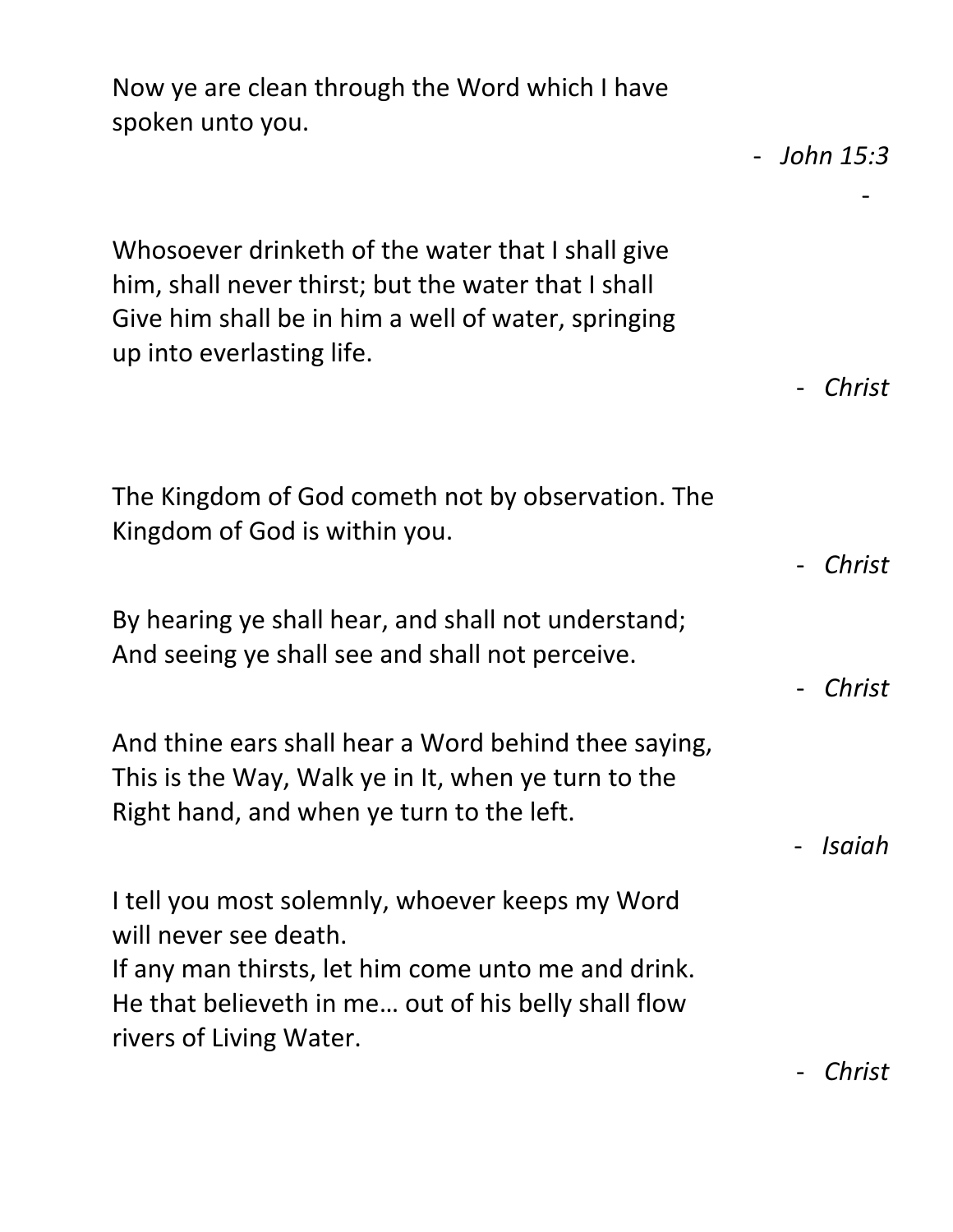Now ye are clean through the Word which I have spoken unto you.

- *John 15:3*

Whosoever drinketh of the water that I shall give him, shall never thirst; but the water that I shall Give him shall be in him a well of water, springing up into everlasting life.

- *Christ*

The Kingdom of God cometh not by observation. The Kingdom of God is within you.

- *Christ*

By hearing ye shall hear, and shall not understand; And seeing ye shall see and shall not perceive.

- *Christ*

And thine ears shall hear a Word behind thee saying, This is the Way, Walk ye in It, when ye turn to the Right hand, and when ye turn to the left.

- *Isaiah*

I tell you most solemnly, whoever keeps my Word will never see death.
If any man thirsts, let him come unto me and drink.
He that believeth in me… out of his belly shall flow rivers of Living Water.

- *Christ*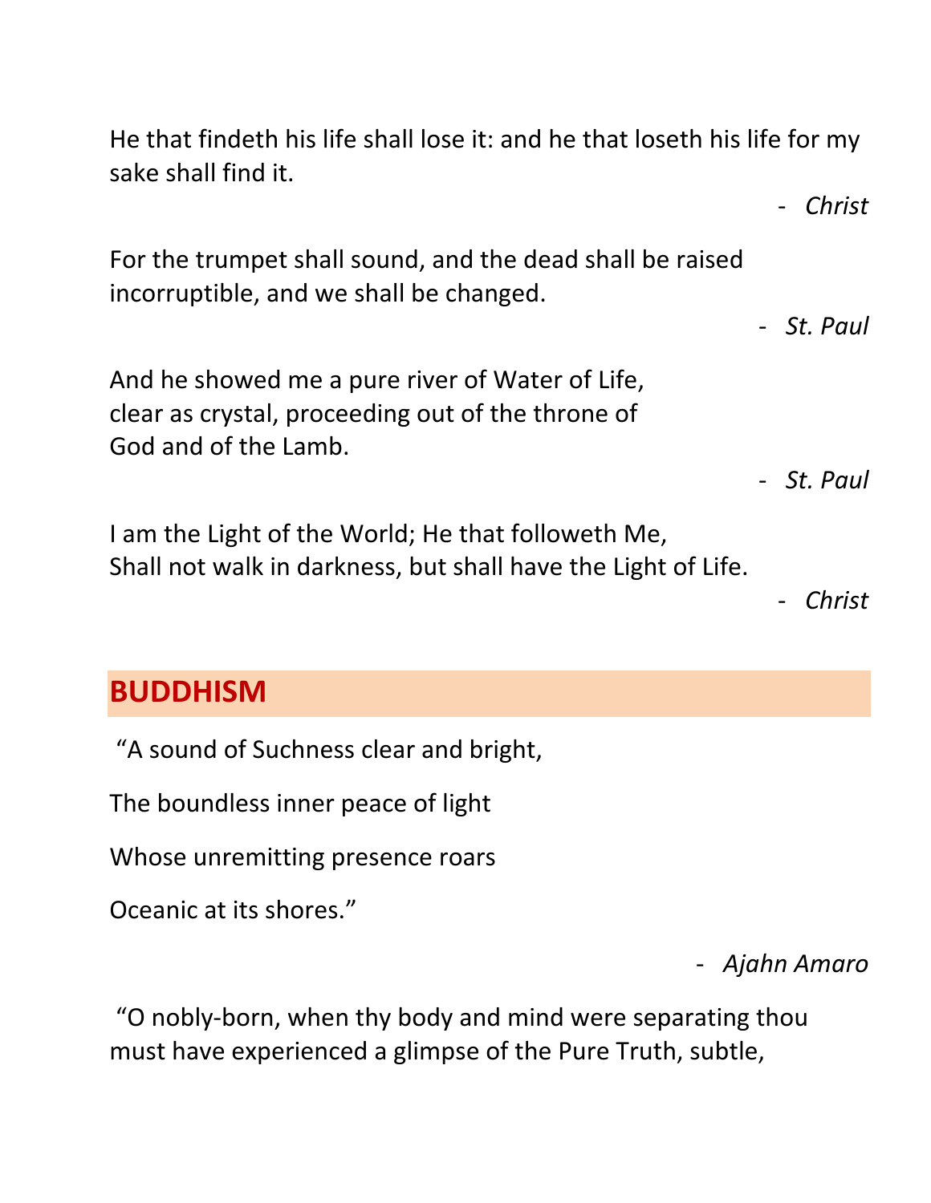He that findeth his life shall lose it: and he that loseth his life for my sake shall find it.

*- Christ*

For the trumpet shall sound, and the dead shall be raised incorruptible, and we shall be changed.

*- St. Paul*

And he showed me a pure river of Water of Life,
clear as crystal, proceeding out of the throne of
God and of the Lamb.

*- St. Paul*

I am the Light of the World; He that followeth Me,
Shall not walk in darkness, but shall have the Light of Life.

*- Christ*

## BUDDHISM

"A sound of Suchness clear and bright,

The boundless inner peace of light

Whose unremitting presence roars

Oceanic at its shores."

*- Ajahn Amaro*

"O nobly-born, when thy body and mind were separating thou must have experienced a glimpse of the Pure Truth, subtle,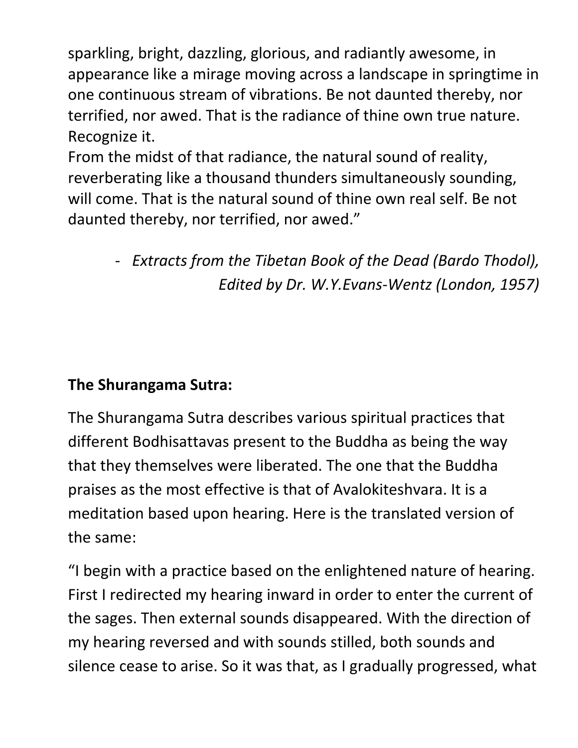sparkling, bright, dazzling, glorious, and radiantly awesome, in appearance like a mirage moving across a landscape in springtime in one continuous stream of vibrations. Be not daunted thereby, nor terrified, nor awed. That is the radiance of thine own true nature. Recognize it.

From the midst of that radiance, the natural sound of reality, reverberating like a thousand thunders simultaneously sounding, will come. That is the natural sound of thine own real self. Be not daunted thereby, nor terrified, nor awed."

- *Extracts from the Tibetan Book of the Dead (Bardo Thodol), Edited by Dr. W.Y.Evans-Wentz (London, 1957)*

**The Shurangama Sutra:**

The Shurangama Sutra describes various spiritual practices that different Bodhisattavas present to the Buddha as being the way that they themselves were liberated. The one that the Buddha praises as the most effective is that of Avalokiteshvara. It is a meditation based upon hearing. Here is the translated version of the same:

"I begin with a practice based on the enlightened nature of hearing. First I redirected my hearing inward in order to enter the current of the sages. Then external sounds disappeared. With the direction of my hearing reversed and with sounds stilled, both sounds and silence cease to arise. So it was that, as I gradually progressed, what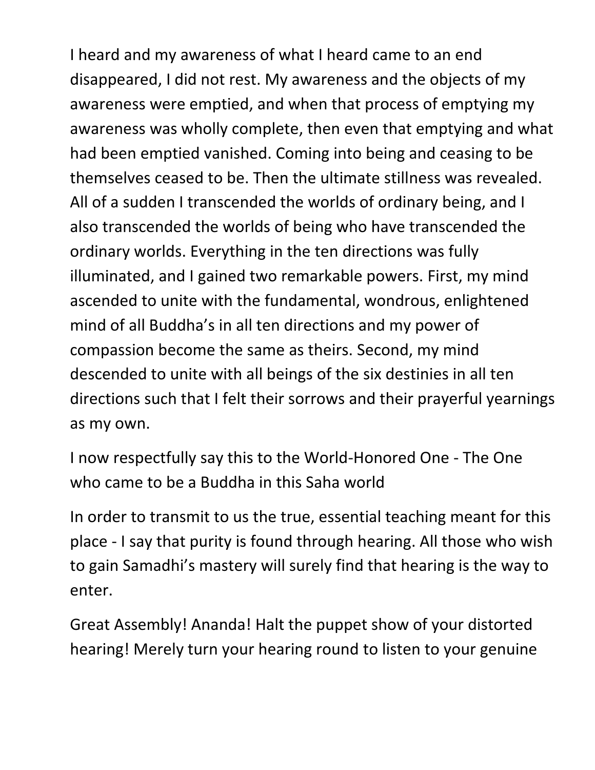I heard and my awareness of what I heard came to an end disappeared, I did not rest. My awareness and the objects of my awareness were emptied, and when that process of emptying my awareness was wholly complete, then even that emptying and what had been emptied vanished. Coming into being and ceasing to be themselves ceased to be. Then the ultimate stillness was revealed. All of a sudden I transcended the worlds of ordinary being, and I also transcended the worlds of being who have transcended the ordinary worlds. Everything in the ten directions was fully illuminated, and I gained two remarkable powers. First, my mind ascended to unite with the fundamental, wondrous, enlightened mind of all Buddha's in all ten directions and my power of compassion become the same as theirs. Second, my mind descended to unite with all beings of the six destinies in all ten directions such that I felt their sorrows and their prayerful yearnings as my own.

I now respectfully say this to the World-Honored One - The One who came to be a Buddha in this Saha world

In order to transmit to us the true, essential teaching meant for this place - I say that purity is found through hearing. All those who wish to gain Samadhi's mastery will surely find that hearing is the way to enter.

Great Assembly! Ananda! Halt the puppet show of your distorted hearing! Merely turn your hearing round to listen to your genuine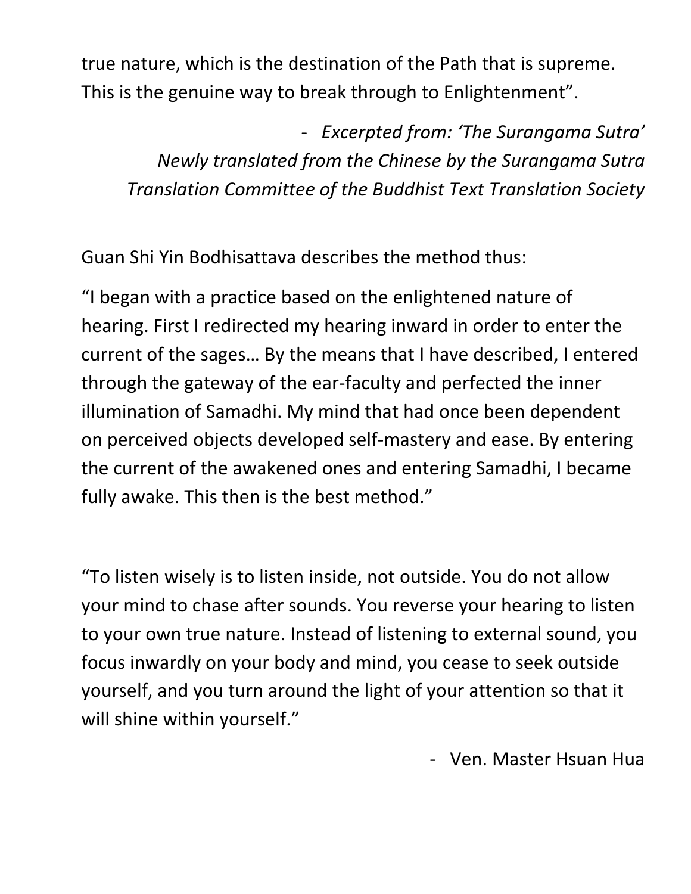true nature, which is the destination of the Path that is supreme. This is the genuine way to break through to Enlightenment".

- *Excerpted from: 'The Surangama Sutra' Newly translated from the Chinese by the Surangama Sutra Translation Committee of the Buddhist Text Translation Society*

Guan Shi Yin Bodhisattava describes the method thus:

"I began with a practice based on the enlightened nature of hearing. First I redirected my hearing inward in order to enter the current of the sages… By the means that I have described, I entered through the gateway of the ear-faculty and perfected the inner illumination of Samadhi. My mind that had once been dependent on perceived objects developed self-mastery and ease. By entering the current of the awakened ones and entering Samadhi, I became fully awake. This then is the best method."

"To listen wisely is to listen inside, not outside. You do not allow your mind to chase after sounds. You reverse your hearing to listen to your own true nature. Instead of listening to external sound, you focus inwardly on your body and mind, you cease to seek outside yourself, and you turn around the light of your attention so that it will shine within yourself."

- Ven. Master Hsuan Hua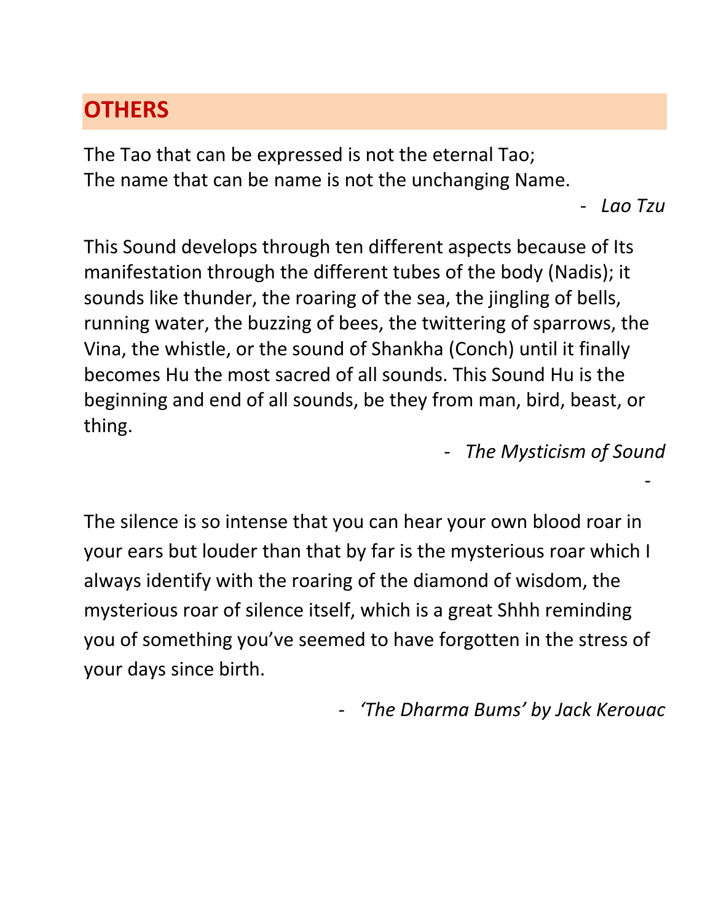## OTHERS

The Tao that can be expressed is not the eternal Tao;
The name that can be name is not the unchanging Name.

- *Lao Tzu*

This Sound develops through ten different aspects because of Its manifestation through the different tubes of the body (Nadis); it sounds like thunder, the roaring of the sea, the jingling of bells, running water, the buzzing of bees, the twittering of sparrows, the Vina, the whistle, or the sound of Shankha (Conch) until it finally becomes Hu the most sacred of all sounds. This Sound Hu is the beginning and end of all sounds, be they from man, bird, beast, or thing.

- *The Mysticism of Sound*

-

The silence is so intense that you can hear your own blood roar in your ears but louder than that by far is the mysterious roar which I always identify with the roaring of the diamond of wisdom, the mysterious roar of silence itself, which is a great Shhh reminding you of something you've seemed to have forgotten in the stress of your days since birth.

- *'The Dharma Bums' by Jack Kerouac*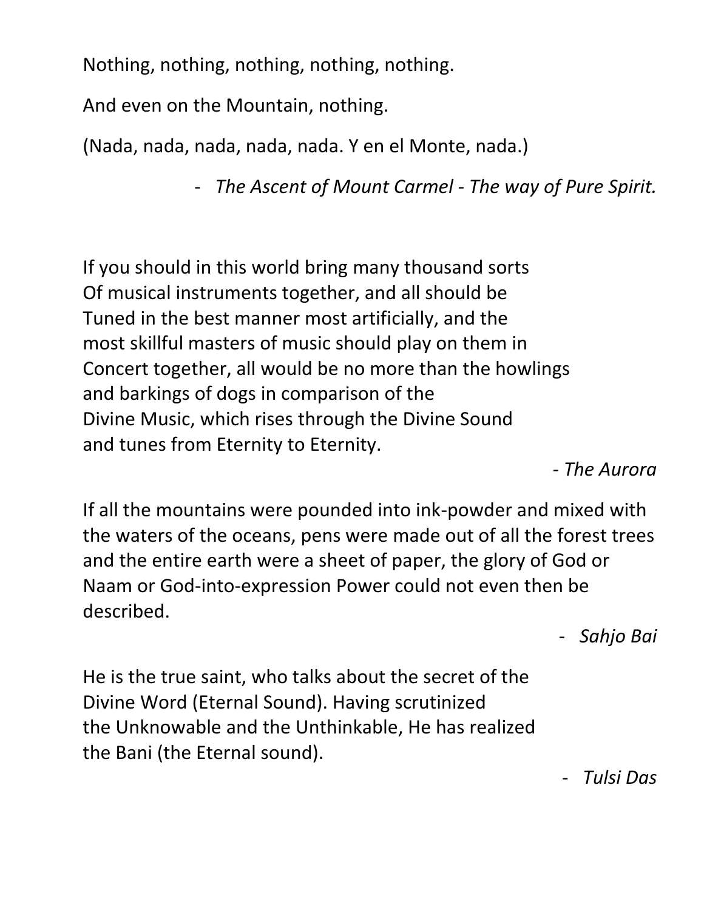Nothing, nothing, nothing, nothing, nothing.

And even on the Mountain, nothing.

(Nada, nada, nada, nada, nada. Y en el Monte, nada.)

- *The Ascent of Mount Carmel - The way of Pure Spirit.*

If you should in this world bring many thousand sorts
Of musical instruments together, and all should be
Tuned in the best manner most artificially, and the
most skillful masters of music should play on them in
Concert together, all would be no more than the howlings
and barkings of dogs in comparison of the
Divine Music, which rises through the Divine Sound
and tunes from Eternity to Eternity.

*- The Aurora*

If all the mountains were pounded into ink-powder and mixed with the waters of the oceans, pens were made out of all the forest trees and the entire earth were a sheet of paper, the glory of God or Naam or God-into-expression Power could not even then be described.

- *Sahjo Bai*

He is the true saint, who talks about the secret of the
Divine Word (Eternal Sound). Having scrutinized
the Unknowable and the Unthinkable, He has realized
the Bani (the Eternal sound).

- *Tulsi Das*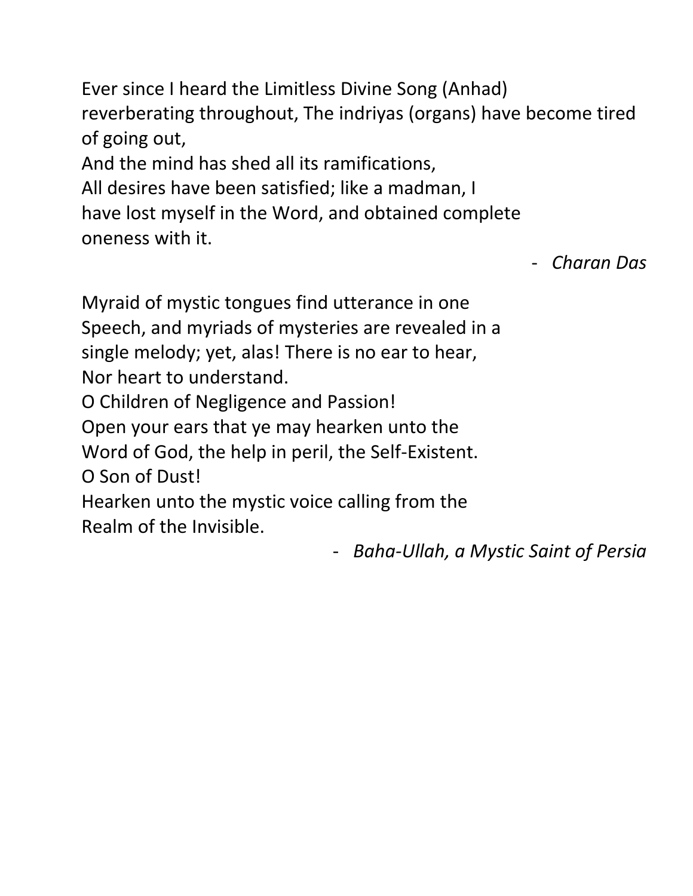Ever since I heard the Limitless Divine Song (Anhad) reverberating throughout, The indriyas (organs) have become tired of going out,
And the mind has shed all its ramifications,
All desires have been satisfied; like a madman, I have lost myself in the Word, and obtained complete oneness with it.

- *Charan Das*

Myraid of mystic tongues find utterance in one Speech, and myriads of mysteries are revealed in a single melody; yet, alas! There is no ear to hear, Nor heart to understand.
O Children of Negligence and Passion!
Open your ears that ye may hearken unto the Word of God, the help in peril, the Self-Existent.
O Son of Dust!
Hearken unto the mystic voice calling from the Realm of the Invisible.

- *Baha-Ullah, a Mystic Saint of Persia*